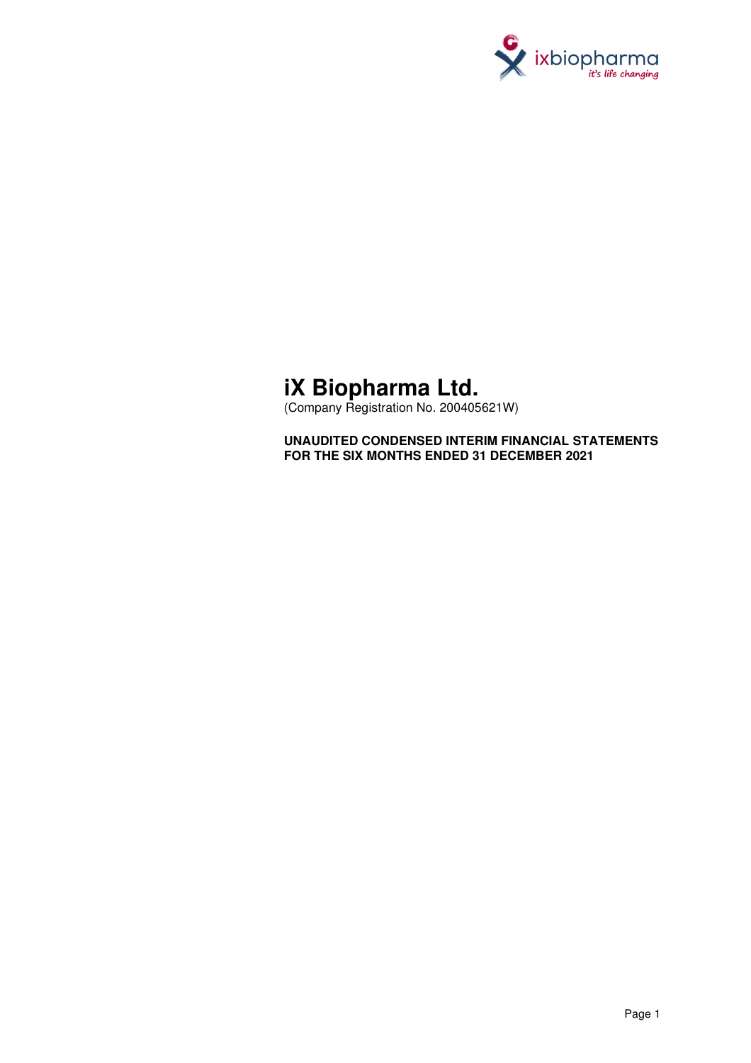# iX Biopharma Ltd.

(Company Registration No. 200405621W)

**UNAUDITED CONDENSED INTERIM FINANCIAL STATEMENTS FOR THE SIX MONTHS ENDED 31 DECEMBER 2021**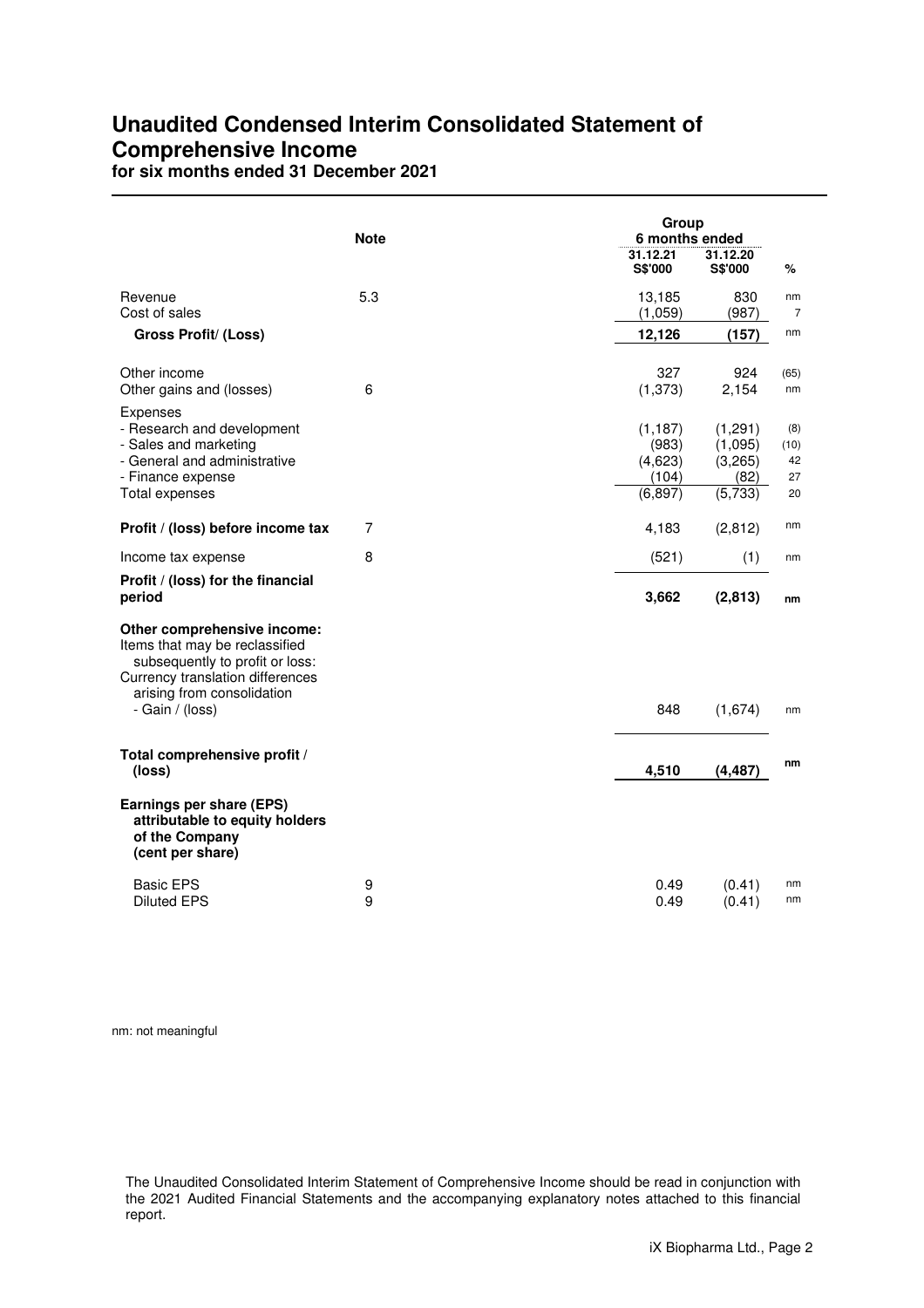# Unaudited Condensed Interim Consolidated Statement of Comprehensive Income

**for six months ended 31 December 2021**

| | Note | Group 6 months ended 31.12.21 S$'000 | Group 6 months ended 31.12.20 S$'000 | % |
|---|---|---|---|---|
| Revenue | 5.3 | 13,185 | 830 | nm |
| Cost of sales | | (1,059) | (987) | 7 |
| **Gross Profit/ (Loss)** | | **12,126** | **(157)** | nm |
| Other income | | 327 | 924 | (65) |
| Other gains and (losses) | 6 | (1,373) | 2,154 | nm |
| Expenses | | | | |
| - Research and development | | (1,187) | (1,291) | (8) |
| - Sales and marketing | | (983) | (1,095) | (10) |
| - General and administrative | | (4,623) | (3,265) | 42 |
| - Finance expense | | (104) | (82) | 27 |
| Total expenses | | (6,897) | (5,733) | 20 |
| **Profit / (loss) before income tax** | 7 | 4,183 | (2,812) | nm |
| Income tax expense | 8 | (521) | (1) | nm |
| **Profit / (loss) for the financial period** | | **3,662** | **(2,813)** | **nm** |
| **Other comprehensive income:** | | | | |
| Items that may be reclassified subsequently to profit or loss: | | | | |
| Currency translation differences arising from consolidation | | | | |
| - Gain / (loss) | | 848 | (1,674) | nm |
| **Total comprehensive profit / (loss)** | | **4,510** | **(4,487)** | nm |
| **Earnings per share (EPS) attributable to equity holders of the Company (cent per share)** | | | | |
| Basic EPS | 9 | 0.49 | (0.41) | nm |
| Diluted EPS | 9 | 0.49 | (0.41) | nm |

nm: not meaningful

The Unaudited Consolidated Interim Statement of Comprehensive Income should be read in conjunction with the 2021 Audited Financial Statements and the accompanying explanatory notes attached to this financial report.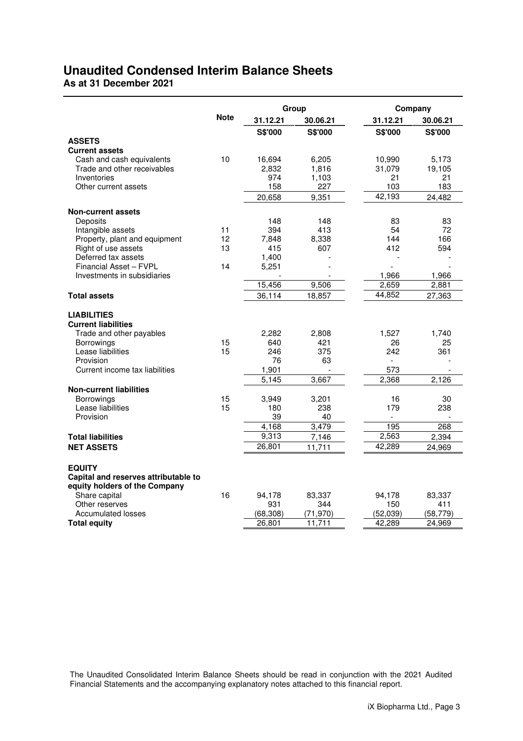# Unaudited Condensed Interim Balance Sheets

**As at 31 December 2021**

| | Note | Group | | Company | |
|---|---|---|---|---|---|
| | | 31.12.21 | 30.06.21 | 31.12.21 | 30.06.21 |
| | | S$'000 | S$'000 | S$'000 | S$'000 |
| **ASSETS** | | | | | |
| **Current assets** | | | | | |
| Cash and cash equivalents | 10 | 16,694 | 6,205 | 10,990 | 5,173 |
| Trade and other receivables | | 2,832 | 1,816 | 31,079 | 19,105 |
| Inventories | | 974 | 1,103 | 21 | 21 |
| Other current assets | | 158 | 227 | 103 | 183 |
| | | 20,658 | 9,351 | 42,193 | 24,482 |
| **Non-current assets** | | | | | |
| Deposits | | 148 | 148 | 83 | 83 |
| Intangible assets | 11 | 394 | 413 | 54 | 72 |
| Property, plant and equipment | 12 | 7,848 | 8,338 | 144 | 166 |
| Right of use assets | 13 | 415 | 607 | 412 | 594 |
| Deferred tax assets | | 1,400 | - | - | - |
| Financial Asset – FVPL | 14 | 5,251 | - | - | - |
| Investments in subsidiaries | | - | - | 1,966 | 1,966 |
| | | 15,456 | 9,506 | 2,659 | 2,881 |
| **Total assets** | | 36,114 | 18,857 | 44,852 | 27,363 |
| **LIABILITIES** | | | | | |
| **Current liabilities** | | | | | |
| Trade and other payables | | 2,282 | 2,808 | 1,527 | 1,740 |
| Borrowings | 15 | 640 | 421 | 26 | 25 |
| Lease liabilities | 15 | 246 | 375 | 242 | 361 |
| Provision | | 76 | 63 | - | - |
| Current income tax liabilities | | 1,901 | - | 573 | - |
| | | 5,145 | 3,667 | 2,368 | 2,126 |
| **Non-current liabilities** | | | | | |
| Borrowings | 15 | 3,949 | 3,201 | 16 | 30 |
| Lease liabilities | 15 | 180 | 238 | 179 | 238 |
| Provision | | 39 | 40 | - | - |
| | | 4,168 | 3,479 | 195 | 268 |
| **Total liabilities** | | 9,313 | 7,146 | 2,563 | 2,394 |
| **NET ASSETS** | | 26,801 | 11,711 | 42,289 | 24,969 |
| **EQUITY** | | | | | |
| **Capital and reserves attributable to equity holders of the Company** | | | | | |
| Share capital | 16 | 94,178 | 83,337 | 94,178 | 83,337 |
| Other reserves | | 931 | 344 | 150 | 411 |
| Accumulated losses | | (68,308) | (71,970) | (52,039) | (58,779) |
| **Total equity** | | 26,801 | 11,711 | 42,289 | 24,969 |

The Unaudited Consolidated Interim Balance Sheets should be read in conjunction with the 2021 Audited Financial Statements and the accompanying explanatory notes attached to this financial report.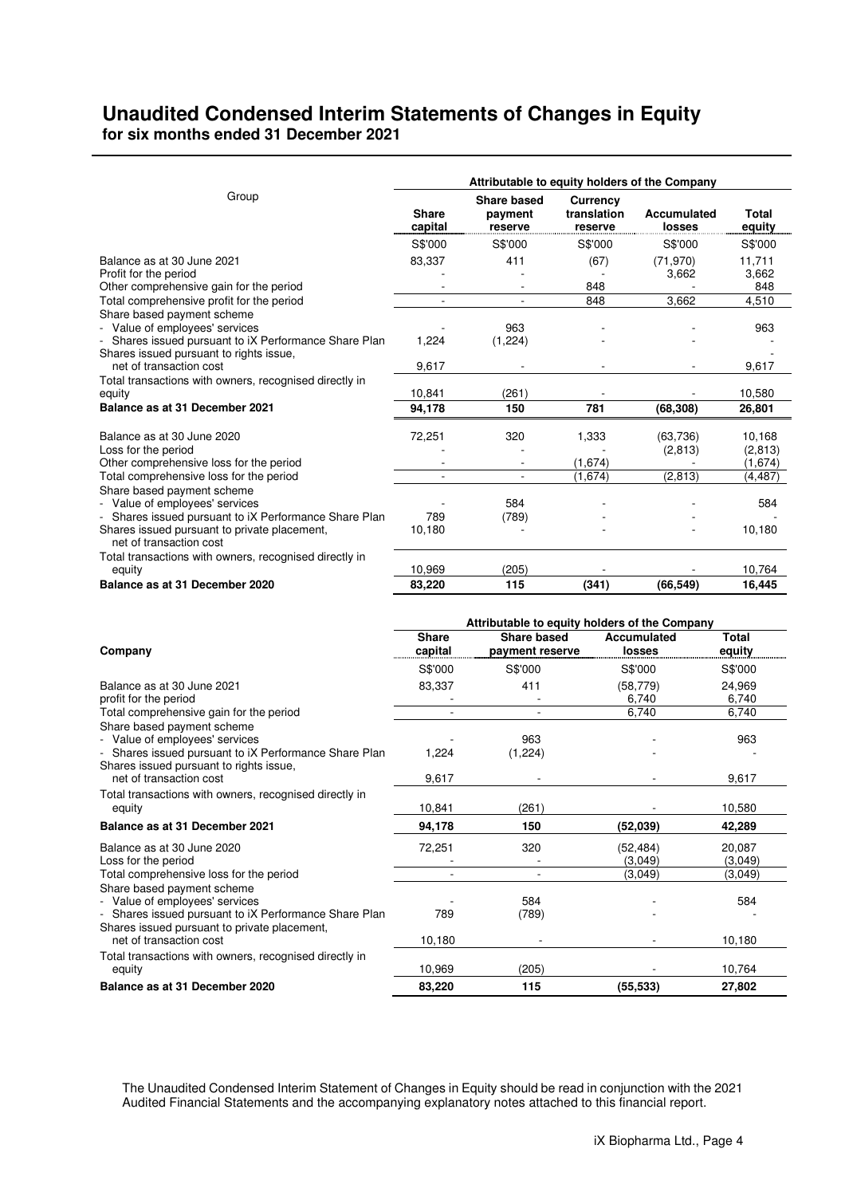# Unaudited Condensed Interim Statements of Changes in Equity

**for six months ended 31 December 2021**

| Group | Attributable to equity holders of the Company | | | | |
|---|---|---|---|---|---|
| | Share capital | Share based payment reserve | Currency translation reserve | Accumulated losses | Total equity |
| | S$'000 | S$'000 | S$'000 | S$'000 | S$'000 |
| Balance as at 30 June 2021 | 83,337 | 411 | (67) | (71,970) | 11,711 |
| Profit for the period | - | - | - | 3,662 | 3,662 |
| Other comprehensive gain for the period | - | - | 848 | - | 848 |
| Total comprehensive profit for the period | - | - | 848 | 3,662 | 4,510 |
| Share based payment scheme | | | | | |
| - Value of employees' services | - | 963 | - | - | 963 |
| - Shares issued pursuant to iX Performance Share Plan | 1,224 | (1,224) | - | - | - |
| Shares issued pursuant to rights issue, net of transaction cost | 9,617 | - | - | - | 9,617 |
| Total transactions with owners, recognised directly in equity | 10,841 | (261) | - | - | 10,580 |
| **Balance as at 31 December 2021** | **94,178** | **150** | **781** | **(68,308)** | **26,801** |
| Balance as at 30 June 2020 | 72,251 | 320 | 1,333 | (63,736) | 10,168 |
| Loss for the period | - | - | - | (2,813) | (2,813) |
| Other comprehensive loss for the period | - | - | (1,674) | - | (1,674) |
| Total comprehensive loss for the period | - | - | (1,674) | (2,813) | (4,487) |
| Share based payment scheme | | | | | |
| - Value of employees' services | - | 584 | - | - | 584 |
| - Shares issued pursuant to iX Performance Share Plan | 789 | (789) | - | - | - |
| Shares issued pursuant to private placement, net of transaction cost | 10,180 | - | - | - | 10,180 |
| Total transactions with owners, recognised directly in equity | 10,969 | (205) | - | - | 10,764 |
| **Balance as at 31 December 2020** | **83,220** | **115** | **(341)** | **(66,549)** | **16,445** |

| Company | Attributable to equity holders of the Company | | | |
|---|---|---|---|---|
| | Share capital | Share based payment reserve | Accumulated losses | Total equity |
| | S$'000 | S$'000 | S$'000 | S$'000 |
| Balance as at 30 June 2021 | 83,337 | 411 | (58,779) | 24,969 |
| profit for the period | - | - | 6,740 | 6,740 |
| Total comprehensive gain for the period | - | - | 6,740 | 6,740 |
| Share based payment scheme | | | | |
| - Value of employees' services | - | 963 | - | 963 |
| - Shares issued pursuant to iX Performance Share Plan | 1,224 | (1,224) | - | - |
| Shares issued pursuant to rights issue, net of transaction cost | 9,617 | - | - | 9,617 |
| Total transactions with owners, recognised directly in equity | 10,841 | (261) | - | 10,580 |
| **Balance as at 31 December 2021** | **94,178** | **150** | **(52,039)** | **42,289** |
| Balance as at 30 June 2020 | 72,251 | 320 | (52,484) | 20,087 |
| Loss for the period | - | - | (3,049) | (3,049) |
| Total comprehensive loss for the period | - | - | (3,049) | (3,049) |
| Share based payment scheme | | | | |
| - Value of employees' services | - | 584 | - | 584 |
| - Shares issued pursuant to iX Performance Share Plan | 789 | (789) | - | - |
| Shares issued pursuant to private placement, net of transaction cost | 10,180 | - | - | 10,180 |
| Total transactions with owners, recognised directly in equity | 10,969 | (205) | - | 10,764 |
| **Balance as at 31 December 2020** | **83,220** | **115** | **(55,533)** | **27,802** |

The Unaudited Condensed Interim Statement of Changes in Equity should be read in conjunction with the 2021 Audited Financial Statements and the accompanying explanatory notes attached to this financial report.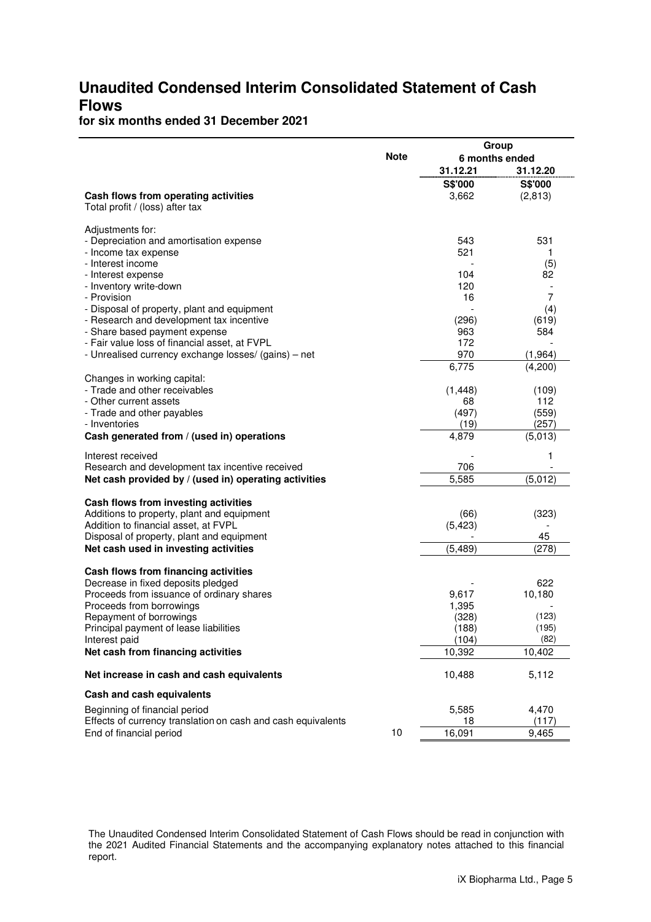# Unaudited Condensed Interim Consolidated Statement of Cash Flows

**for six months ended 31 December 2021**

| | Note | Group | |
|---|---|---|---|
| | | 6 months ended | |
| | | 31.12.21 | 31.12.20 |
| | | S$'000 | S$'000 |
| **Cash flows from operating activities** | | 3,662 | (2,813) |
| Total profit / (loss) after tax | | | |
| | | | |
| Adjustments for: | | | |
| - Depreciation and amortisation expense | | 543 | 531 |
| - Income tax expense | | 521 | 1 |
| - Interest income | | - | (5) |
| - Interest expense | | 104 | 82 |
| - Inventory write-down | | 120 | - |
| - Provision | | 16 | 7 |
| - Disposal of property, plant and equipment | | - | (4) |
| - Research and development tax incentive | | (296) | (619) |
| - Share based payment expense | | 963 | 584 |
| - Fair value loss of financial asset, at FVPL | | 172 | - |
| - Unrealised currency exchange losses/ (gains) – net | | 970 | (1,964) |
| | | 6,775 | (4,200) |
| Changes in working capital: | | | |
| - Trade and other receivables | | (1,448) | (109) |
| - Other current assets | | 68 | 112 |
| - Trade and other payables | | (497) | (559) |
| - Inventories | | (19) | (257) |
| **Cash generated from / (used in) operations** | | 4,879 | (5,013) |
| | | | |
| Interest received | | - | 1 |
| Research and development tax incentive received | | 706 | - |
| **Net cash provided by / (used in) operating activities** | | 5,585 | (5,012) |
| | | | |
| **Cash flows from investing activities** | | | |
| Additions to property, plant and equipment | | (66) | (323) |
| Addition to financial asset, at FVPL | | (5,423) | - |
| Disposal of property, plant and equipment | | - | 45 |
| **Net cash used in investing activities** | | (5,489) | (278) |
| | | | |
| **Cash flows from financing activities** | | | |
| Decrease in fixed deposits pledged | | - | 622 |
| Proceeds from issuance of ordinary shares | | 9,617 | 10,180 |
| Proceeds from borrowings | | 1,395 | - |
| Repayment of borrowings | | (328) | (123) |
| Principal payment of lease liabilities | | (188) | (195) |
| Interest paid | | (104) | (82) |
| **Net cash from financing activities** | | 10,392 | 10,402 |
| | | | |
| **Net increase in cash and cash equivalents** | | 10,488 | 5,112 |
| | | | |
| **Cash and cash equivalents** | | | |
| Beginning of financial period | | 5,585 | 4,470 |
| Effects of currency translation on cash and cash equivalents | | 18 | (117) |
| End of financial period | 10 | 16,091 | 9,465 |

The Unaudited Condensed Interim Consolidated Statement of Cash Flows should be read in conjunction with the 2021 Audited Financial Statements and the accompanying explanatory notes attached to this financial report.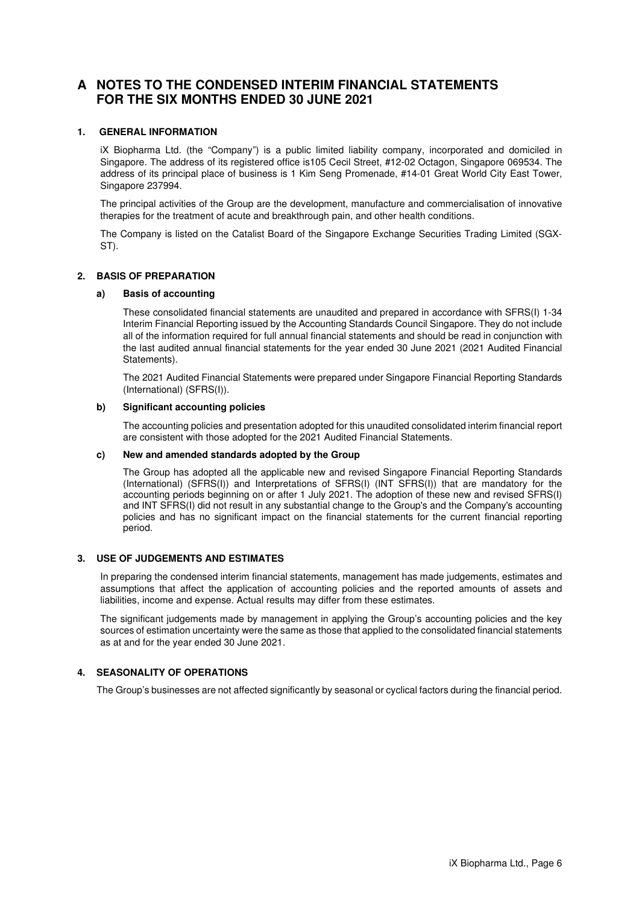# A NOTES TO THE CONDENSED INTERIM FINANCIAL STATEMENTS FOR THE SIX MONTHS ENDED 30 JUNE 2021

## 1. GENERAL INFORMATION

iX Biopharma Ltd. (the "Company") is a public limited liability company, incorporated and domiciled in Singapore. The address of its registered office is105 Cecil Street, #12-02 Octagon, Singapore 069534. The address of its principal place of business is 1 Kim Seng Promenade, #14-01 Great World City East Tower, Singapore 237994.

The principal activities of the Group are the development, manufacture and commercialisation of innovative therapies for the treatment of acute and breakthrough pain, and other health conditions.

The Company is listed on the Catalist Board of the Singapore Exchange Securities Trading Limited (SGX-ST).

## 2. BASIS OF PREPARATION

### a) Basis of accounting

These consolidated financial statements are unaudited and prepared in accordance with SFRS(I) 1-34 Interim Financial Reporting issued by the Accounting Standards Council Singapore. They do not include all of the information required for full annual financial statements and should be read in conjunction with the last audited annual financial statements for the year ended 30 June 2021 (2021 Audited Financial Statements).

The 2021 Audited Financial Statements were prepared under Singapore Financial Reporting Standards (International) (SFRS(I)).

### b) Significant accounting policies

The accounting policies and presentation adopted for this unaudited consolidated interim financial report are consistent with those adopted for the 2021 Audited Financial Statements.

### c) New and amended standards adopted by the Group

The Group has adopted all the applicable new and revised Singapore Financial Reporting Standards (International) (SFRS(I)) and Interpretations of SFRS(I) (INT SFRS(I)) that are mandatory for the accounting periods beginning on or after 1 July 2021. The adoption of these new and revised SFRS(I) and INT SFRS(I) did not result in any substantial change to the Group's and the Company's accounting policies and has no significant impact on the financial statements for the current financial reporting period.

## 3. USE OF JUDGEMENTS AND ESTIMATES

In preparing the condensed interim financial statements, management has made judgements, estimates and assumptions that affect the application of accounting policies and the reported amounts of assets and liabilities, income and expense. Actual results may differ from these estimates.

The significant judgements made by management in applying the Group's accounting policies and the key sources of estimation uncertainty were the same as those that applied to the consolidated financial statements as at and for the year ended 30 June 2021.

## 4. SEASONALITY OF OPERATIONS

The Group's businesses are not affected significantly by seasonal or cyclical factors during the financial period.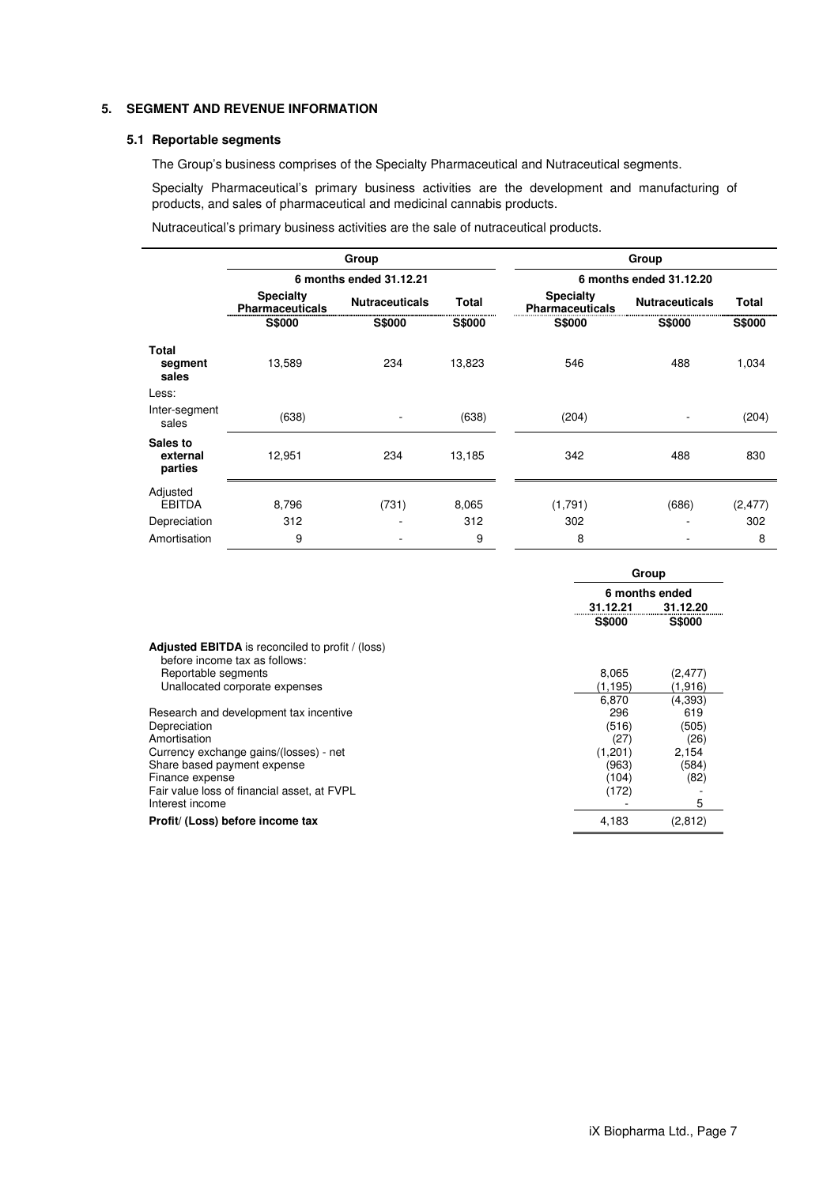## 5. SEGMENT AND REVENUE INFORMATION

### 5.1 Reportable segments

The Group's business comprises of the Specialty Pharmaceutical and Nutraceutical segments.

Specialty Pharmaceutical's primary business activities are the development and manufacturing of products, and sales of pharmaceutical and medicinal cannabis products.

Nutraceutical's primary business activities are the sale of nutraceutical products.

| | Group | | | Group | | |
|---|---|---|---|---|---|---|
| | 6 months ended 31.12.21 | | | 6 months ended 31.12.20 | | |
| | Specialty Pharmaceuticals | Nutraceuticals | Total | Specialty Pharmaceuticals | Nutraceuticals | Total |
| | S$000 | S$000 | S$000 | S$000 | S$000 | S$000 |
| **Total segment sales** | 13,589 | 234 | 13,823 | 546 | 488 | 1,034 |
| Less: | | | | | | |
| Inter-segment sales | (638) | - | (638) | (204) | - | (204) |
| **Sales to external parties** | 12,951 | 234 | 13,185 | 342 | 488 | 830 |
| Adjusted EBITDA | 8,796 | (731) | 8,065 | (1,791) | (686) | (2,477) |
| Depreciation | 312 | - | 312 | 302 | - | 302 |
| Amortisation | 9 | - | 9 | 8 | - | 8 |

| | Group | |
|---|---|---|
| | 6 months ended | |
| | 31.12.21 | 31.12.20 |
| | S$000 | S$000 |
| **Adjusted EBITDA** is reconciled to profit / (loss) before income tax as follows: | | |
| Reportable segments | 8,065 | (2,477) |
| Unallocated corporate expenses | (1,195) | (1,916) |
| | 6,870 | (4,393) |
| Research and development tax incentive | 296 | 619 |
| Depreciation | (516) | (505) |
| Amortisation | (27) | (26) |
| Currency exchange gains/(losses) - net | (1,201) | 2,154 |
| Share based payment expense | (963) | (584) |
| Finance expense | (104) | (82) |
| Fair value loss of financial asset, at FVPL | (172) | - |
| Interest income | - | 5 |
| **Profit/ (Loss) before income tax** | 4,183 | (2,812) |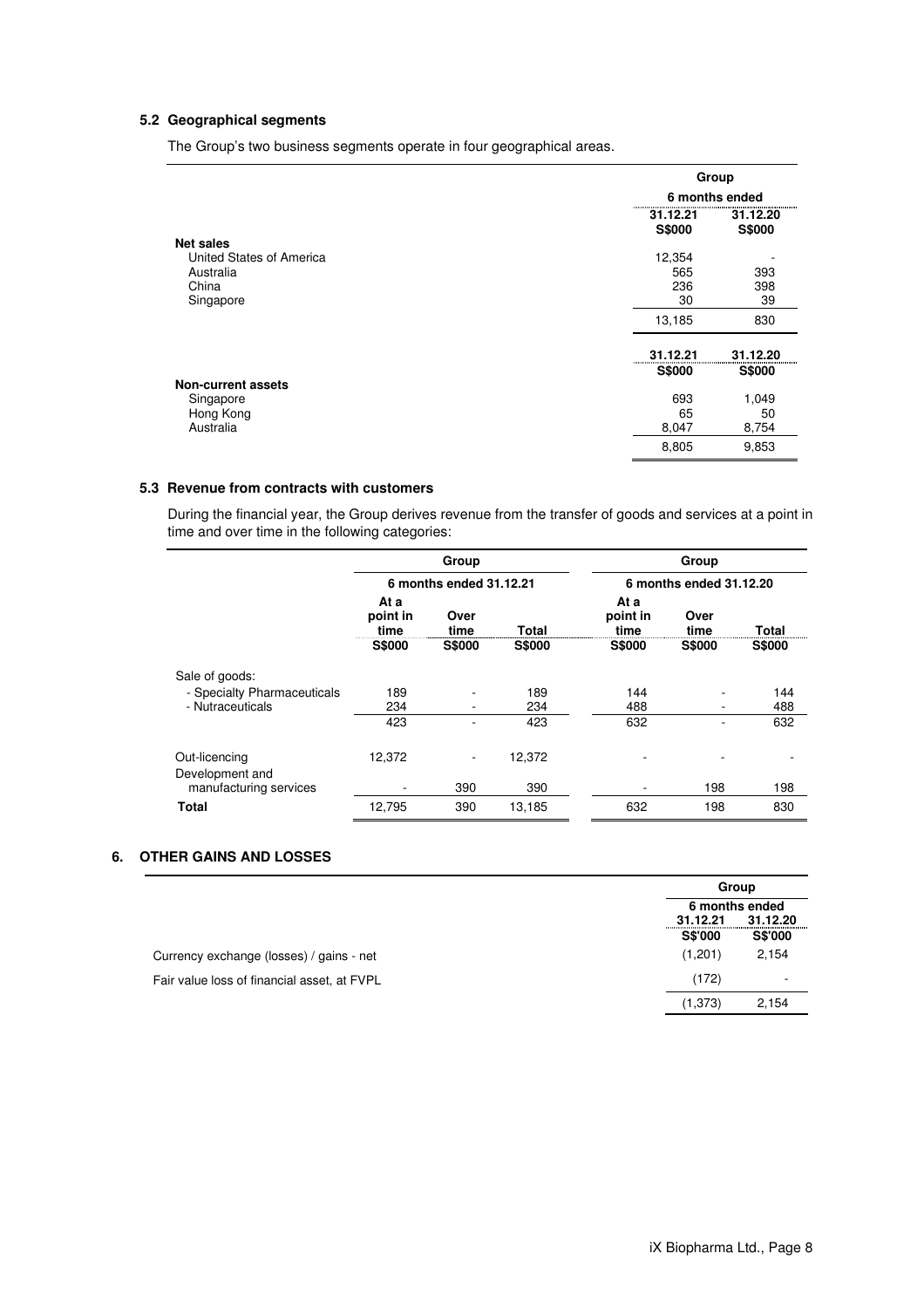### 5.2 Geographical segments

The Group's two business segments operate in four geographical areas.

| | Group | |
|---|---|---|
| | 6 months ended | |
| | 31.12.21 | 31.12.20 |
| | S$000 | S$000 |
| **Net sales** | | |
| United States of America | 12,354 | - |
| Australia | 565 | 393 |
| China | 236 | 398 |
| Singapore | 30 | 39 |
| | 13,185 | 830 |

| | 31.12.21 | 31.12.20 |
|---|---|---|
| | S$000 | S$000 |
| **Non-current assets** | | |
| Singapore | 693 | 1,049 |
| Hong Kong | 65 | 50 |
| Australia | 8,047 | 8,754 |
| | 8,805 | 9,853 |

### 5.3 Revenue from contracts with customers

During the financial year, the Group derives revenue from the transfer of goods and services at a point in time and over time in the following categories:

| | Group | | | Group | | |
|---|---|---|---|---|---|---|
| | 6 months ended 31.12.21 | | | 6 months ended 31.12.20 | | |
| | At a point in time | Over time | Total | At a point in time | Over time | Total |
| | S$000 | S$000 | S$000 | S$000 | S$000 | S$000 |
| Sale of goods: | | | | | | |
| - Specialty Pharmaceuticals | 189 | - | 189 | 144 | - | 144 |
| - Nutraceuticals | 234 | - | 234 | 488 | - | 488 |
| | 423 | - | 423 | 632 | - | 632 |
| Out-licencing | 12,372 | - | 12,372 | - | - | - |
| Development and manufacturing services | - | 390 | 390 | - | 198 | 198 |
| **Total** | 12,795 | 390 | 13,185 | 632 | 198 | 830 |

## 6. OTHER GAINS AND LOSSES

| | Group | |
|---|---|---|
| | 6 months ended | |
| | 31.12.21 | 31.12.20 |
| | S$'000 | S$'000 |
| Currency exchange (losses) / gains - net | (1,201) | 2,154 |
| Fair value loss of financial asset, at FVPL | (172) | - |
| | (1,373) | 2,154 |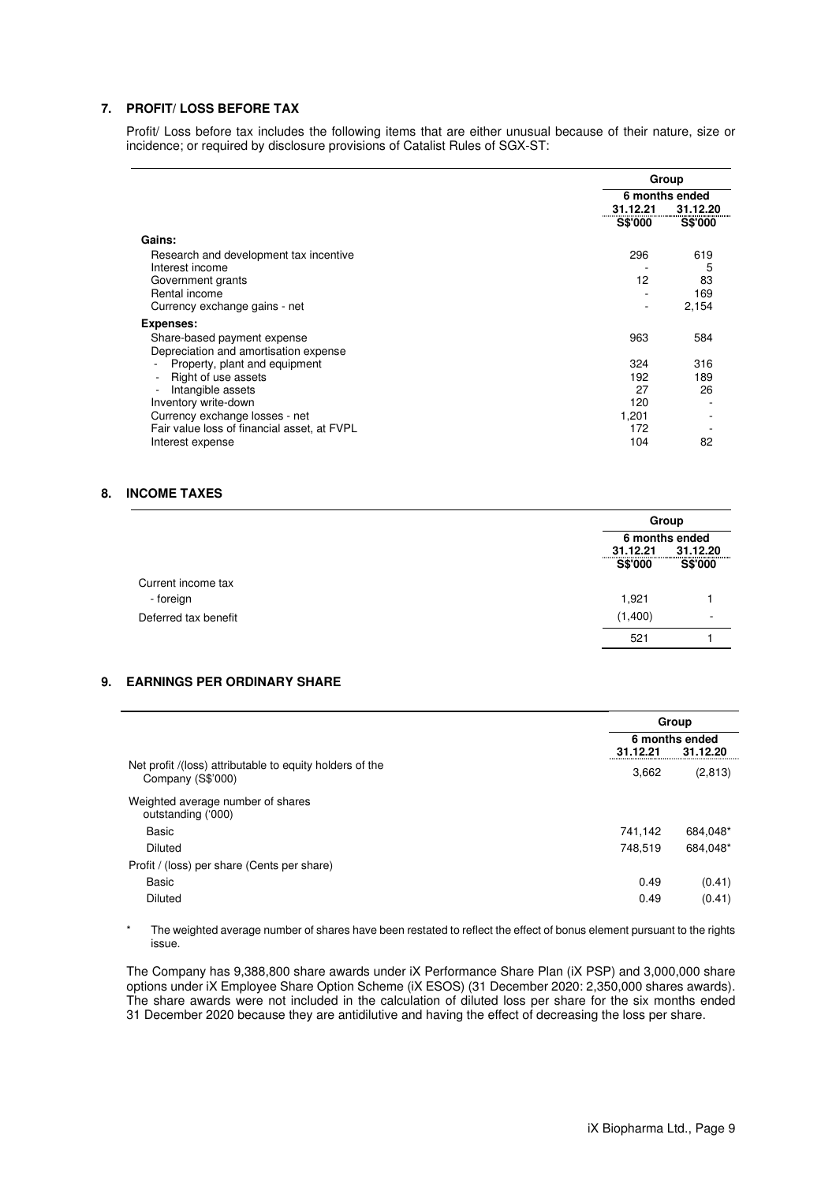## 7. PROFIT/ LOSS BEFORE TAX

Profit/ Loss before tax includes the following items that are either unusual because of their nature, size or incidence; or required by disclosure provisions of Catalist Rules of SGX-ST:

| | Group | |
|---|---|---|
| | 6 months ended | |
| | 31.12.21 | 31.12.20 |
| | S$'000 | S$'000 |
| **Gains:** | | |
| Research and development tax incentive | 296 | 619 |
| Interest income | - | 5 |
| Government grants | 12 | 83 |
| Rental income | - | 169 |
| Currency exchange gains - net | - | 2,154 |
| **Expenses:** | | |
| Share-based payment expense | 963 | 584 |
| Depreciation and amortisation expense | | |
| - Property, plant and equipment | 324 | 316 |
| - Right of use assets | 192 | 189 |
| - Intangible assets | 27 | 26 |
| Inventory write-down | 120 | - |
| Currency exchange losses - net | 1,201 | - |
| Fair value loss of financial asset, at FVPL | 172 | - |
| Interest expense | 104 | 82 |

## 8. INCOME TAXES

| | Group | |
|---|---|---|
| | 6 months ended | |
| | 31.12.21 | 31.12.20 |
| | S$'000 | S$'000 |
| Current income tax | | |
| - foreign | 1,921 | 1 |
| Deferred tax benefit | (1,400) | - |
| | 521 | 1 |

## 9. EARNINGS PER ORDINARY SHARE

| | Group | |
|---|---|---|
| | 6 months ended | |
| | 31.12.21 | 31.12.20 |
| Net profit /(loss) attributable to equity holders of the Company (S$'000) | 3,662 | (2,813) |
| Weighted average number of shares outstanding ('000) | | |
| Basic | 741,142 | 684,048* |
| Diluted | 748,519 | 684,048* |
| Profit / (loss) per share (Cents per share) | | |
| Basic | 0.49 | (0.41) |
| Diluted | 0.49 | (0.41) |

\* The weighted average number of shares have been restated to reflect the effect of bonus element pursuant to the rights issue.

The Company has 9,388,800 share awards under iX Performance Share Plan (iX PSP) and 3,000,000 share options under iX Employee Share Option Scheme (iX ESOS) (31 December 2020: 2,350,000 shares awards). The share awards were not included in the calculation of diluted loss per share for the six months ended 31 December 2020 because they are antidilutive and having the effect of decreasing the loss per share.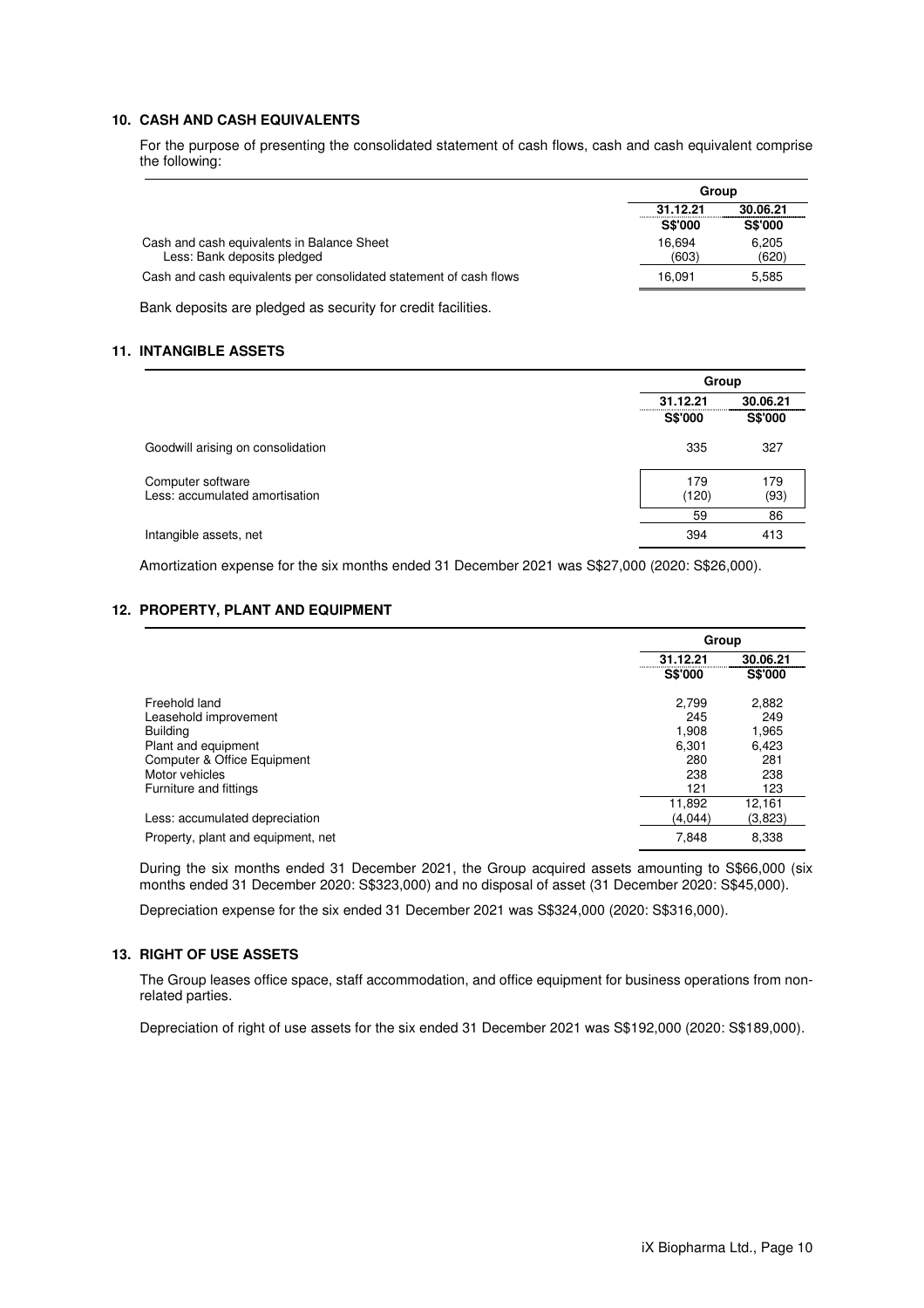## 10. CASH AND CASH EQUIVALENTS

For the purpose of presenting the consolidated statement of cash flows, cash and cash equivalent comprise the following:

| | Group | |
|---|---|---|
| | 31.12.21 | 30.06.21 |
| | S$'000 | S$'000 |
| Cash and cash equivalents in Balance Sheet | 16,694 | 6,205 |
| Less: Bank deposits pledged | (603) | (620) |
| Cash and cash equivalents per consolidated statement of cash flows | 16,091 | 5,585 |

Bank deposits are pledged as security for credit facilities.

## 11. INTANGIBLE ASSETS

| | Group | |
|---|---|---|
| | 31.12.21 | 30.06.21 |
| | S$'000 | S$'000 |
| Goodwill arising on consolidation | 335 | 327 |
| Computer software | 179 | 179 |
| Less: accumulated amortisation | (120) | (93) |
| | 59 | 86 |
| Intangible assets, net | 394 | 413 |

Amortization expense for the six months ended 31 December 2021 was S$27,000 (2020: S$26,000).

## 12. PROPERTY, PLANT AND EQUIPMENT

| | Group | |
|---|---|---|
| | 31.12.21 | 30.06.21 |
| | S$'000 | S$'000 |
| Freehold land | 2,799 | 2,882 |
| Leasehold improvement | 245 | 249 |
| Building | 1,908 | 1,965 |
| Plant and equipment | 6,301 | 6,423 |
| Computer & Office Equipment | 280 | 281 |
| Motor vehicles | 238 | 238 |
| Furniture and fittings | 121 | 123 |
| | 11,892 | 12,161 |
| Less: accumulated depreciation | (4,044) | (3,823) |
| Property, plant and equipment, net | 7,848 | 8,338 |

During the six months ended 31 December 2021, the Group acquired assets amounting to S$66,000 (six months ended 31 December 2020: S$323,000) and no disposal of asset (31 December 2020: S$45,000).

Depreciation expense for the six ended 31 December 2021 was S$324,000 (2020: S$316,000).

## 13. RIGHT OF USE ASSETS

The Group leases office space, staff accommodation, and office equipment for business operations from non-related parties.

Depreciation of right of use assets for the six ended 31 December 2021 was S$192,000 (2020: S$189,000).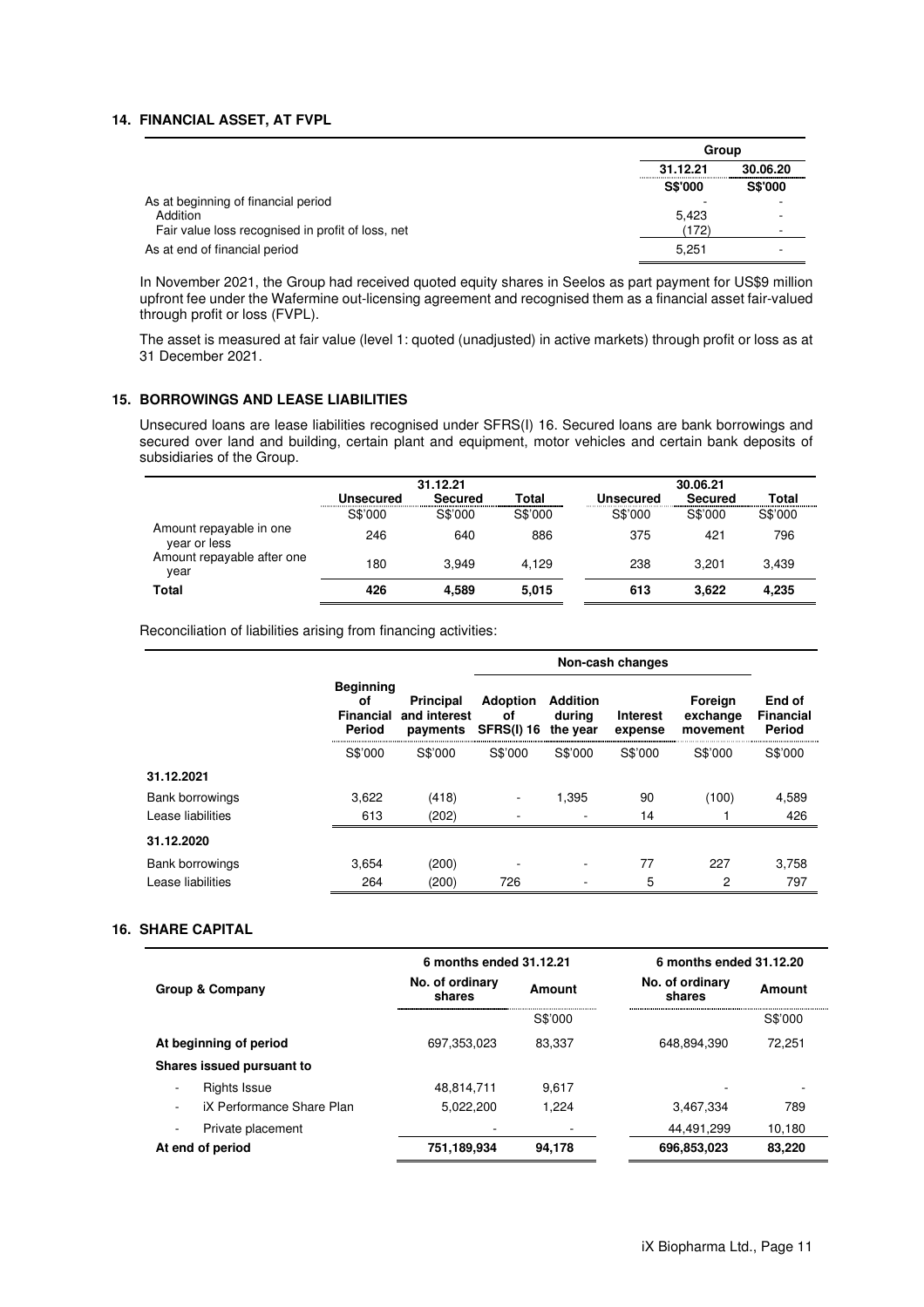## 14. FINANCIAL ASSET, AT FVPL

| | Group | |
|---|---|---|
| | 31.12.21 | 30.06.20 |
| | S$'000 | S$'000 |
| As at beginning of financial period | - | - |
| Addition | 5,423 | - |
| Fair value loss recognised in profit of loss, net | (172) | - |
| As at end of financial period | 5,251 | - |

In November 2021, the Group had received quoted equity shares in Seelos as part payment for US$9 million upfront fee under the Wafermine out-licensing agreement and recognised them as a financial asset fair-valued through profit or loss (FVPL).

The asset is measured at fair value (level 1: quoted (unadjusted) in active markets) through profit or loss as at 31 December 2021.

## 15. BORROWINGS AND LEASE LIABILITIES

Unsecured loans are lease liabilities recognised under SFRS(I) 16. Secured loans are bank borrowings and secured over land and building, certain plant and equipment, motor vehicles and certain bank deposits of subsidiaries of the Group.

| | 31.12.21 | | | 30.06.21 | | |
|---|---|---|---|---|---|---|
| | Unsecured | Secured | Total | Unsecured | Secured | Total |
| | S$'000 | S$'000 | S$'000 | S$'000 | S$'000 | S$'000 |
| Amount repayable in one year or less | 246 | 640 | 886 | 375 | 421 | 796 |
| Amount repayable after one year | 180 | 3,949 | 4,129 | 238 | 3,201 | 3,439 |
| **Total** | **426** | **4,589** | **5,015** | **613** | **3,622** | **4,235** |

Reconciliation of liabilities arising from financing activities:

| | | | Non-cash changes | | | | |
|---|---|---|---|---|---|---|---|
| | Beginning of Financial Period | Principal and interest payments | Adoption of SFRS(I) 16 | Addition during the year | Interest expense | Foreign exchange movement | End of Financial Period |
| | S$'000 | S$'000 | S$'000 | S$'000 | S$'000 | S$'000 | S$'000 |
| **31.12.2021** | | | | | | | |
| Bank borrowings | 3,622 | (418) | - | 1,395 | 90 | (100) | 4,589 |
| Lease liabilities | 613 | (202) | - | - | 14 | 1 | 426 |
| **31.12.2020** | | | | | | | |
| Bank borrowings | 3,654 | (200) | - | - | 77 | 227 | 3,758 |
| Lease liabilities | 264 | (200) | 726 | - | 5 | 2 | 797 |

## 16. SHARE CAPITAL

| Group & Company | 6 months ended 31.12.21 | | 6 months ended 31.12.20 | |
|---|---|---|---|---|
| | No. of ordinary shares | Amount | No. of ordinary shares | Amount |
| | | S$'000 | | S$'000 |
| **At beginning of period** | 697,353,023 | 83,337 | 648,894,390 | 72,251 |
| **Shares issued pursuant to** | | | | |
| - Rights Issue | 48,814,711 | 9,617 | - | - |
| - iX Performance Share Plan | 5,022,200 | 1,224 | 3,467,334 | 789 |
| - Private placement | - | - | 44,491,299 | 10,180 |
| **At end of period** | 751,189,934 | 94,178 | 696,853,023 | 83,220 |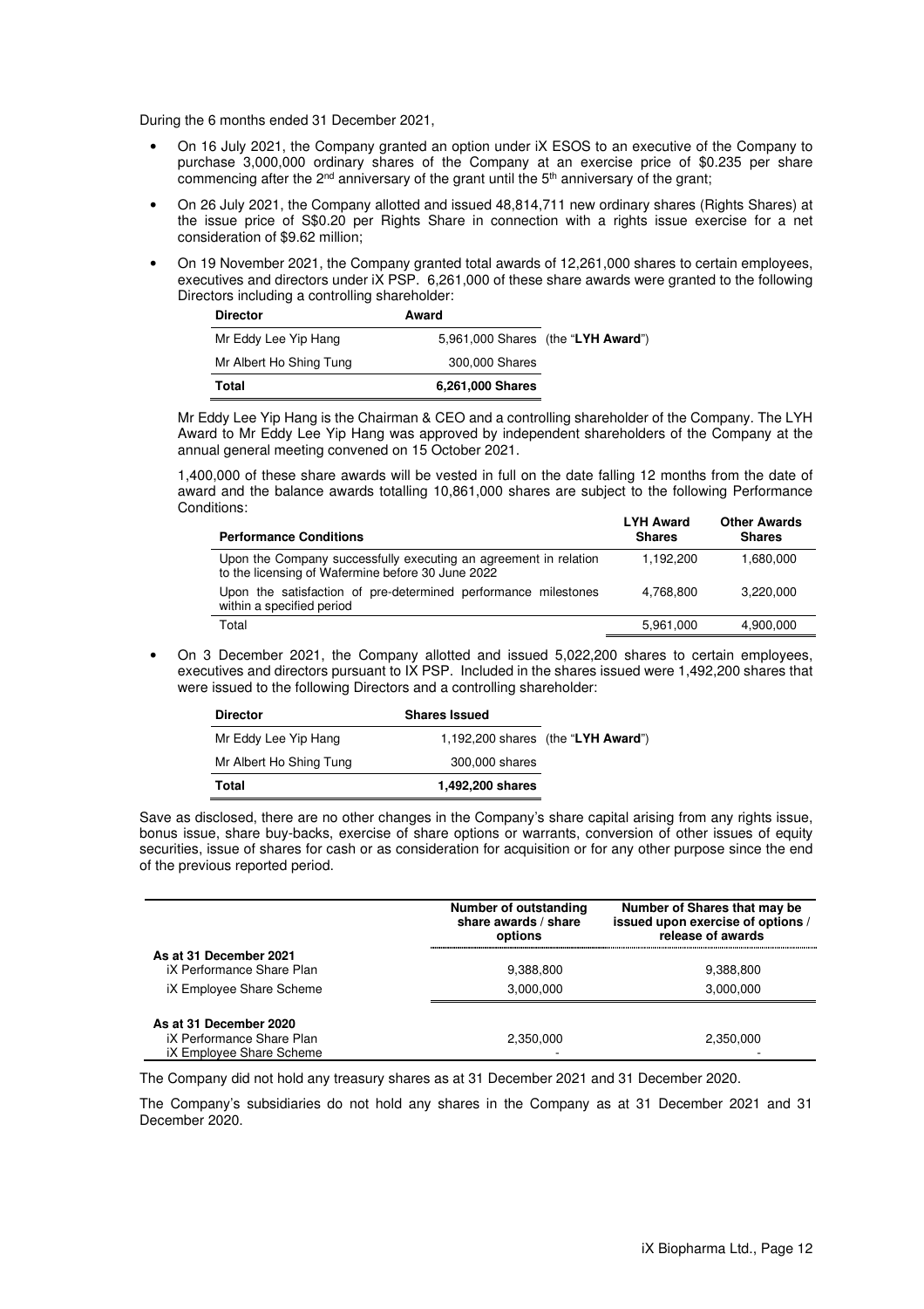During the 6 months ended 31 December 2021,

- On 16 July 2021, the Company granted an option under iX ESOS to an executive of the Company to purchase 3,000,000 ordinary shares of the Company at an exercise price of $0.235 per share commencing after the 2nd anniversary of the grant until the 5th anniversary of the grant;
- On 26 July 2021, the Company allotted and issued 48,814,711 new ordinary shares (Rights Shares) at the issue price of S$0.20 per Rights Share in connection with a rights issue exercise for a net consideration of $9.62 million;
- On 19 November 2021, the Company granted total awards of 12,261,000 shares to certain employees, executives and directors under iX PSP. 6,261,000 of these share awards were granted to the following Directors including a controlling shareholder:

| Director | Award | |
|---|---|---|
| Mr Eddy Lee Yip Hang | 5,961,000 Shares | (the "**LYH Award**") |
| Mr Albert Ho Shing Tung | 300,000 Shares | |
| **Total** | **6,261,000 Shares** | |

Mr Eddy Lee Yip Hang is the Chairman & CEO and a controlling shareholder of the Company. The LYH Award to Mr Eddy Lee Yip Hang was approved by independent shareholders of the Company at the annual general meeting convened on 15 October 2021.

1,400,000 of these share awards will be vested in full on the date falling 12 months from the date of award and the balance awards totalling 10,861,000 shares are subject to the following Performance Conditions:

| Performance Conditions | LYH Award Shares | Other Awards Shares |
|---|---|---|
| Upon the Company successfully executing an agreement in relation to the licensing of Wafermine before 30 June 2022 | 1,192,200 | 1,680,000 |
| Upon the satisfaction of pre-determined performance milestones within a specified period | 4,768,800 | 3,220,000 |
| Total | 5,961,000 | 4,900,000 |

- On 3 December 2021, the Company allotted and issued 5,022,200 shares to certain employees, executives and directors pursuant to IX PSP. Included in the shares issued were 1,492,200 shares that were issued to the following Directors and a controlling shareholder:

| Director | Shares Issued | |
|---|---|---|
| Mr Eddy Lee Yip Hang | 1,192,200 shares | (the "**LYH Award**") |
| Mr Albert Ho Shing Tung | 300,000 shares | |
| **Total** | **1,492,200 shares** | |

Save as disclosed, there are no other changes in the Company's share capital arising from any rights issue, bonus issue, share buy-backs, exercise of share options or warrants, conversion of other issues of equity securities, issue of shares for cash or as consideration for acquisition or for any other purpose since the end of the previous reported period.

| | Number of outstanding share awards / share options | Number of Shares that may be issued upon exercise of options / release of awards |
|---|---|---|
| **As at 31 December 2021** | | |
| iX Performance Share Plan | 9,388,800 | 9,388,800 |
| iX Employee Share Scheme | 3,000,000 | 3,000,000 |
| **As at 31 December 2020** | | |
| iX Performance Share Plan | 2,350,000 | 2,350,000 |
| iX Employee Share Scheme | - | - |

The Company did not hold any treasury shares as at 31 December 2021 and 31 December 2020.

The Company's subsidiaries do not hold any shares in the Company as at 31 December 2021 and 31 December 2020.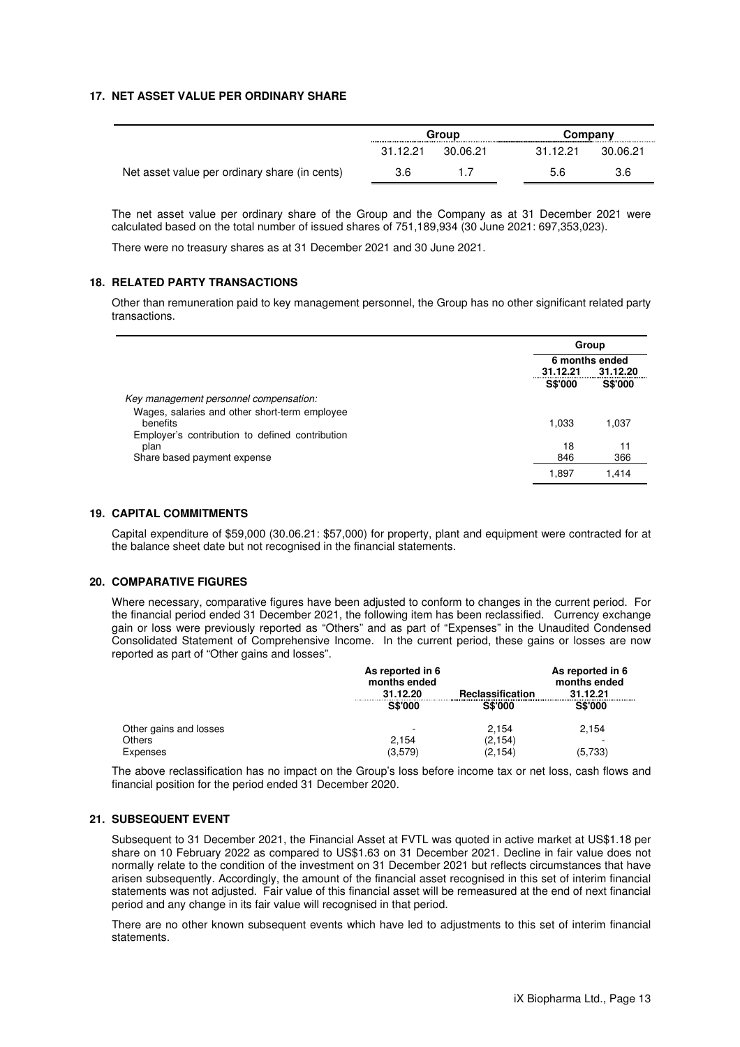## 17. NET ASSET VALUE PER ORDINARY SHARE

| | Group | | Company | |
|---|---|---|---|---|
| | 31.12.21 | 30.06.21 | 31.12.21 | 30.06.21 |
| Net asset value per ordinary share (in cents) | 3.6 | 1.7 | 5.6 | 3.6 |

The net asset value per ordinary share of the Group and the Company as at 31 December 2021 were calculated based on the total number of issued shares of 751,189,934 (30 June 2021: 697,353,023).

There were no treasury shares as at 31 December 2021 and 30 June 2021.

## 18. RELATED PARTY TRANSACTIONS

Other than remuneration paid to key management personnel, the Group has no other significant related party transactions.

| | Group | |
|---|---|---|
| | 6 months ended | |
| | 31.12.21 | 31.12.20 |
| | S$'000 | S$'000 |
| *Key management personnel compensation:* | | |
| Wages, salaries and other short-term employee benefits | 1,033 | 1,037 |
| Employer's contribution to defined contribution plan | 18 | 11 |
| Share based payment expense | 846 | 366 |
| | 1,897 | 1,414 |

## 19. CAPITAL COMMITMENTS

Capital expenditure of $59,000 (30.06.21: $57,000) for property, plant and equipment were contracted for at the balance sheet date but not recognised in the financial statements.

## 20. COMPARATIVE FIGURES

Where necessary, comparative figures have been adjusted to conform to changes in the current period. For the financial period ended 31 December 2021, the following item has been reclassified. Currency exchange gain or loss were previously reported as "Others" and as part of "Expenses" in the Unaudited Condensed Consolidated Statement of Comprehensive Income. In the current period, these gains or losses are now reported as part of "Other gains and losses".

| | As reported in 6 months ended 31.12.20 | Reclassification | As reported in 6 months ended 31.12.21 |
|---|---|---|---|
| | S$'000 | S$'000 | S$'000 |
| Other gains and losses | - | 2,154 | 2,154 |
| Others | 2,154 | (2,154) | - |
| Expenses | (3,579) | (2,154) | (5,733) |

The above reclassification has no impact on the Group's loss before income tax or net loss, cash flows and financial position for the period ended 31 December 2020.

## 21. SUBSEQUENT EVENT

Subsequent to 31 December 2021, the Financial Asset at FVTL was quoted in active market at US$1.18 per share on 10 February 2022 as compared to US$1.63 on 31 December 2021. Decline in fair value does not normally relate to the condition of the investment on 31 December 2021 but reflects circumstances that have arisen subsequently. Accordingly, the amount of the financial asset recognised in this set of interim financial statements was not adjusted. Fair value of this financial asset will be remeasured at the end of next financial period and any change in its fair value will recognised in that period.

There are no other known subsequent events which have led to adjustments to this set of interim financial statements.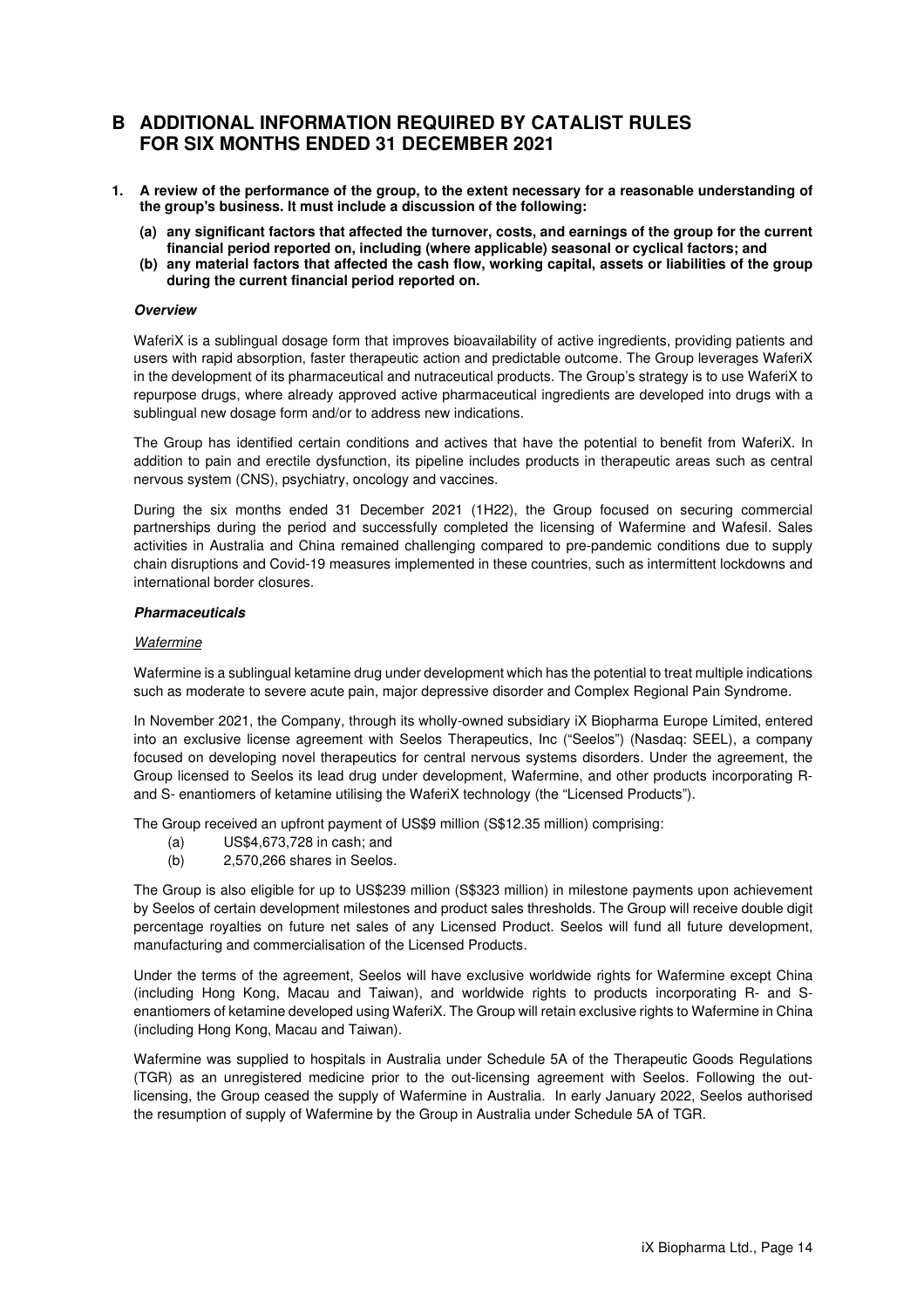# B ADDITIONAL INFORMATION REQUIRED BY CATALIST RULES FOR SIX MONTHS ENDED 31 DECEMBER 2021

**1. A review of the performance of the group, to the extent necessary for a reasonable understanding of the group's business. It must include a discussion of the following:**

**(a) any significant factors that affected the turnover, costs, and earnings of the group for the current financial period reported on, including (where applicable) seasonal or cyclical factors; and**

**(b) any material factors that affected the cash flow, working capital, assets or liabilities of the group during the current financial period reported on.**

***Overview***

WaferiX is a sublingual dosage form that improves bioavailability of active ingredients, providing patients and users with rapid absorption, faster therapeutic action and predictable outcome. The Group leverages WaferiX in the development of its pharmaceutical and nutraceutical products. The Group's strategy is to use WaferiX to repurpose drugs, where already approved active pharmaceutical ingredients are developed into drugs with a sublingual new dosage form and/or to address new indications.

The Group has identified certain conditions and actives that have the potential to benefit from WaferiX. In addition to pain and erectile dysfunction, its pipeline includes products in therapeutic areas such as central nervous system (CNS), psychiatry, oncology and vaccines.

During the six months ended 31 December 2021 (1H22), the Group focused on securing commercial partnerships during the period and successfully completed the licensing of Wafermine and Wafesil. Sales activities in Australia and China remained challenging compared to pre-pandemic conditions due to supply chain disruptions and Covid-19 measures implemented in these countries, such as intermittent lockdowns and international border closures.

***Pharmaceuticals***

*Wafermine*

Wafermine is a sublingual ketamine drug under development which has the potential to treat multiple indications such as moderate to severe acute pain, major depressive disorder and Complex Regional Pain Syndrome.

In November 2021, the Company, through its wholly-owned subsidiary iX Biopharma Europe Limited, entered into an exclusive license agreement with Seelos Therapeutics, Inc ("Seelos") (Nasdaq: SEEL), a company focused on developing novel therapeutics for central nervous systems disorders. Under the agreement, the Group licensed to Seelos its lead drug under development, Wafermine, and other products incorporating R- and S- enantiomers of ketamine utilising the WaferiX technology (the "Licensed Products").

The Group received an upfront payment of US$9 million (S$12.35 million) comprising:

(a) US$4,673,728 in cash; and
(b) 2,570,266 shares in Seelos.

The Group is also eligible for up to US$239 million (S$323 million) in milestone payments upon achievement by Seelos of certain development milestones and product sales thresholds. The Group will receive double digit percentage royalties on future net sales of any Licensed Product. Seelos will fund all future development, manufacturing and commercialisation of the Licensed Products.

Under the terms of the agreement, Seelos will have exclusive worldwide rights for Wafermine except China (including Hong Kong, Macau and Taiwan), and worldwide rights to products incorporating R- and S- enantiomers of ketamine developed using WaferiX. The Group will retain exclusive rights to Wafermine in China (including Hong Kong, Macau and Taiwan).

Wafermine was supplied to hospitals in Australia under Schedule 5A of the Therapeutic Goods Regulations (TGR) as an unregistered medicine prior to the out-licensing agreement with Seelos. Following the out-licensing, the Group ceased the supply of Wafermine in Australia. In early January 2022, Seelos authorised the resumption of supply of Wafermine by the Group in Australia under Schedule 5A of TGR.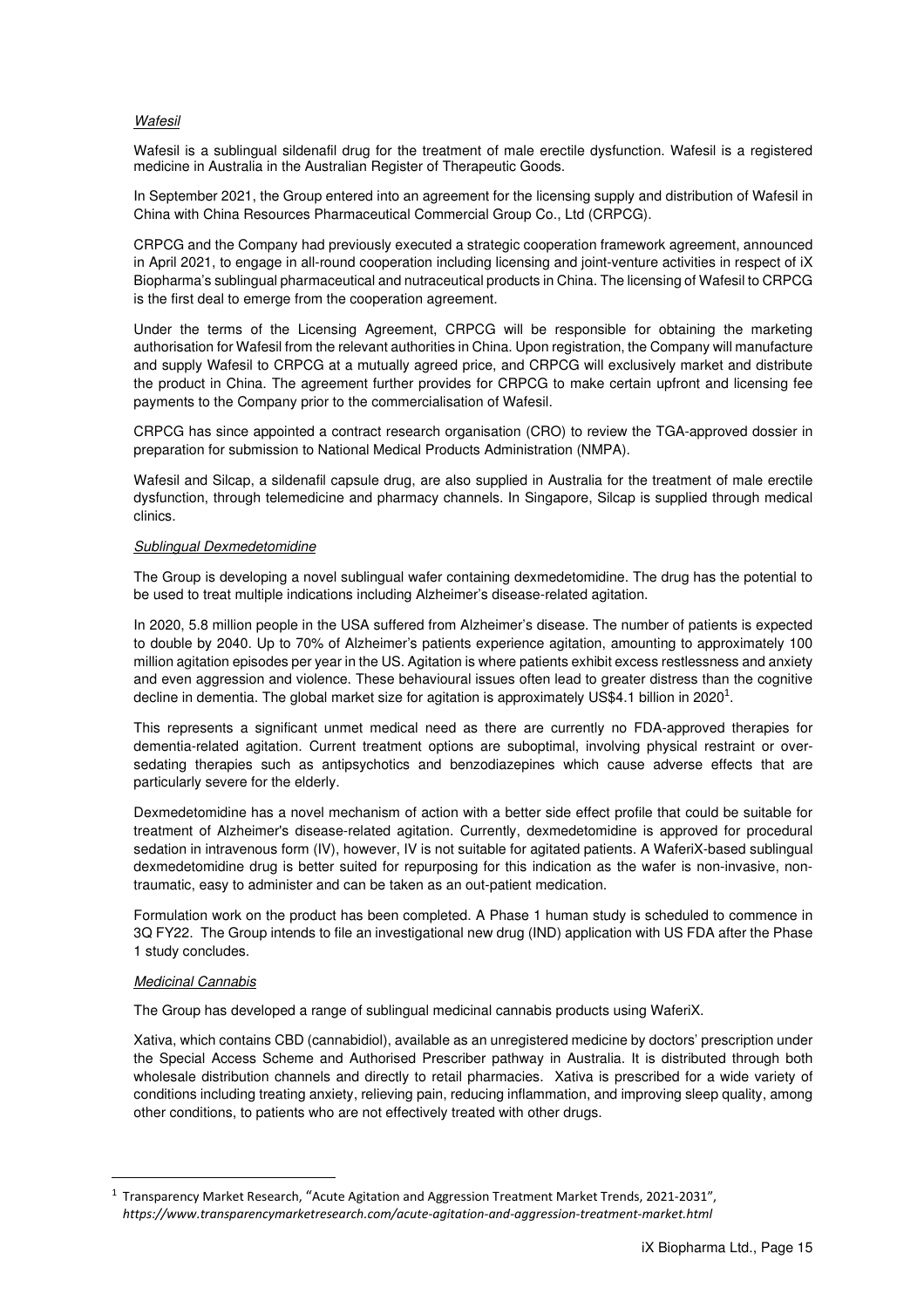*Wafesil*

Wafesil is a sublingual sildenafil drug for the treatment of male erectile dysfunction. Wafesil is a registered medicine in Australia in the Australian Register of Therapeutic Goods.

In September 2021, the Group entered into an agreement for the licensing supply and distribution of Wafesil in China with China Resources Pharmaceutical Commercial Group Co., Ltd (CRPCG).

CRPCG and the Company had previously executed a strategic cooperation framework agreement, announced in April 2021, to engage in all-round cooperation including licensing and joint-venture activities in respect of iX Biopharma's sublingual pharmaceutical and nutraceutical products in China. The licensing of Wafesil to CRPCG is the first deal to emerge from the cooperation agreement.

Under the terms of the Licensing Agreement, CRPCG will be responsible for obtaining the marketing authorisation for Wafesil from the relevant authorities in China. Upon registration, the Company will manufacture and supply Wafesil to CRPCG at a mutually agreed price, and CRPCG will exclusively market and distribute the product in China. The agreement further provides for CRPCG to make certain upfront and licensing fee payments to the Company prior to the commercialisation of Wafesil.

CRPCG has since appointed a contract research organisation (CRO) to review the TGA-approved dossier in preparation for submission to National Medical Products Administration (NMPA).

Wafesil and Silcap, a sildenafil capsule drug, are also supplied in Australia for the treatment of male erectile dysfunction, through telemedicine and pharmacy channels. In Singapore, Silcap is supplied through medical clinics.

*Sublingual Dexmedetomidine*

The Group is developing a novel sublingual wafer containing dexmedetomidine. The drug has the potential to be used to treat multiple indications including Alzheimer's disease-related agitation.

In 2020, 5.8 million people in the USA suffered from Alzheimer's disease. The number of patients is expected to double by 2040. Up to 70% of Alzheimer's patients experience agitation, amounting to approximately 100 million agitation episodes per year in the US. Agitation is where patients exhibit excess restlessness and anxiety and even aggression and violence. These behavioural issues often lead to greater distress than the cognitive decline in dementia. The global market size for agitation is approximately US$4.1 billion in 2020[1].

This represents a significant unmet medical need as there are currently no FDA-approved therapies for dementia-related agitation. Current treatment options are suboptimal, involving physical restraint or over-sedating therapies such as antipsychotics and benzodiazepines which cause adverse effects that are particularly severe for the elderly.

Dexmedetomidine has a novel mechanism of action with a better side effect profile that could be suitable for treatment of Alzheimer's disease-related agitation. Currently, dexmedetomidine is approved for procedural sedation in intravenous form (IV), however, IV is not suitable for agitated patients. A WaferiX-based sublingual dexmedetomidine drug is better suited for repurposing for this indication as the wafer is non-invasive, non-traumatic, easy to administer and can be taken as an out-patient medication.

Formulation work on the product has been completed. A Phase 1 human study is scheduled to commence in 3Q FY22. The Group intends to file an investigational new drug (IND) application with US FDA after the Phase 1 study concludes.

*Medicinal Cannabis*

The Group has developed a range of sublingual medicinal cannabis products using WaferiX.

Xativa, which contains CBD (cannabidiol), available as an unregistered medicine by doctors' prescription under the Special Access Scheme and Authorised Prescriber pathway in Australia. It is distributed through both wholesale distribution channels and directly to retail pharmacies. Xativa is prescribed for a wide variety of conditions including treating anxiety, relieving pain, reducing inflammation, and improving sleep quality, among other conditions, to patients who are not effectively treated with other drugs.

---

[1] Transparency Market Research, "Acute Agitation and Aggression Treatment Market Trends, 2021-2031", *https://www.transparencymarketresearch.com/acute-agitation-and-aggression-treatment-market.html*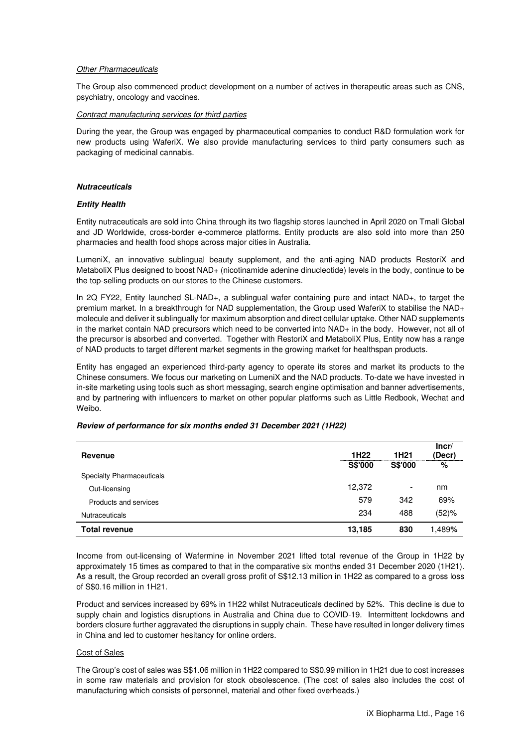*Other Pharmaceuticals*

The Group also commenced product development on a number of actives in therapeutic areas such as CNS, psychiatry, oncology and vaccines.

*Contract manufacturing services for third parties*

During the year, the Group was engaged by pharmaceutical companies to conduct R&D formulation work for new products using WaferiX. We also provide manufacturing services to third party consumers such as packaging of medicinal cannabis.

***Nutraceuticals***

***Entity Health***

Entity nutraceuticals are sold into China through its two flagship stores launched in April 2020 on Tmall Global and JD Worldwide, cross-border e-commerce platforms. Entity products are also sold into more than 250 pharmacies and health food shops across major cities in Australia.

LumeniX, an innovative sublingual beauty supplement, and the anti-aging NAD products RestoriX and MetaboliX Plus designed to boost NAD+ (nicotinamide adenine dinucleotide) levels in the body, continue to be the top-selling products on our stores to the Chinese customers.

In 2Q FY22, Entity launched SL-NAD+, a sublingual wafer containing pure and intact NAD+, to target the premium market. In a breakthrough for NAD supplementation, the Group used WaferiX to stabilise the NAD+ molecule and deliver it sublingually for maximum absorption and direct cellular uptake. Other NAD supplements in the market contain NAD precursors which need to be converted into NAD+ in the body. However, not all of the precursor is absorbed and converted. Together with RestoriX and MetaboliX Plus, Entity now has a range of NAD products to target different market segments in the growing market for healthspan products.

Entity has engaged an experienced third-party agency to operate its stores and market its products to the Chinese consumers. We focus our marketing on LumeniX and the NAD products. To-date we have invested in in-site marketing using tools such as short messaging, search engine optimisation and banner advertisements, and by partnering with influencers to market on other popular platforms such as Little Redbook, Wechat and Weibo.

***Review of performance for six months ended 31 December 2021 (1H22)***

| Revenue | 1H22 | 1H21 | Incr/ (Decr) |
|---|---|---|---|
| | S$'000 | S$'000 | % |
| Specialty Pharmaceuticals | | | |
| Out-licensing | 12,372 | - | nm |
| Products and services | 579 | 342 | 69% |
| Nutraceuticals | 234 | 488 | (52)% |
| **Total revenue** | **13,185** | **830** | 1,489**%** |

Income from out-licensing of Wafermine in November 2021 lifted total revenue of the Group in 1H22 by approximately 15 times as compared to that in the comparative six months ended 31 December 2020 (1H21). As a result, the Group recorded an overall gross profit of S$12.13 million in 1H22 as compared to a gross loss of S$0.16 million in 1H21.

Product and services increased by 69% in 1H22 whilst Nutraceuticals declined by 52%. This decline is due to supply chain and logistics disruptions in Australia and China due to COVID-19. Intermittent lockdowns and borders closure further aggravated the disruptions in supply chain. These have resulted in longer delivery times in China and led to customer hesitancy for online orders.

Cost of Sales

The Group's cost of sales was S$1.06 million in 1H22 compared to S$0.99 million in 1H21 due to cost increases in some raw materials and provision for stock obsolescence. (The cost of sales also includes the cost of manufacturing which consists of personnel, material and other fixed overheads.)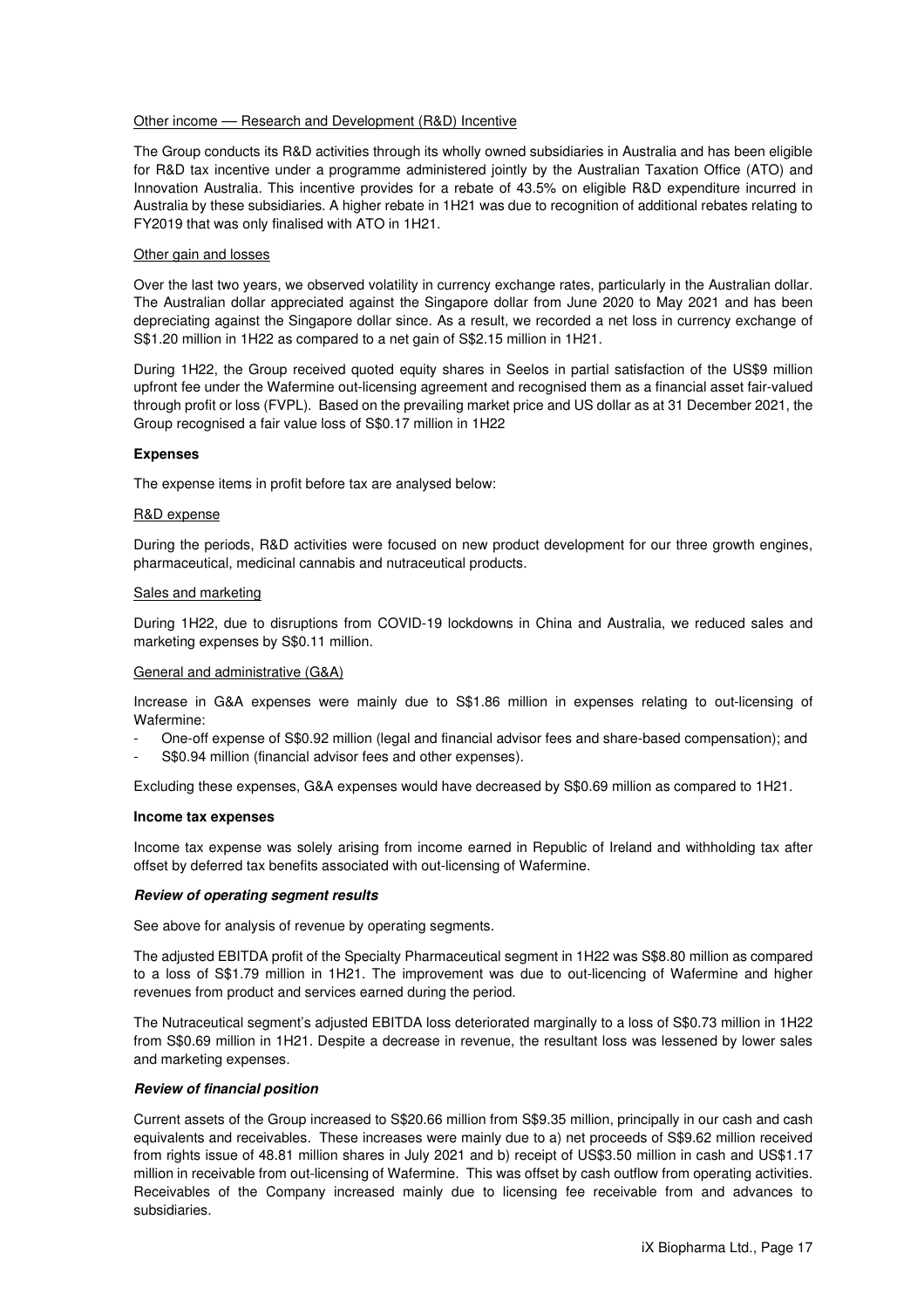Other income — Research and Development (R&D) Incentive

The Group conducts its R&D activities through its wholly owned subsidiaries in Australia and has been eligible for R&D tax incentive under a programme administered jointly by the Australian Taxation Office (ATO) and Innovation Australia. This incentive provides for a rebate of 43.5% on eligible R&D expenditure incurred in Australia by these subsidiaries. A higher rebate in 1H21 was due to recognition of additional rebates relating to FY2019 that was only finalised with ATO in 1H21.

Other gain and losses

Over the last two years, we observed volatility in currency exchange rates, particularly in the Australian dollar. The Australian dollar appreciated against the Singapore dollar from June 2020 to May 2021 and has been depreciating against the Singapore dollar since. As a result, we recorded a net loss in currency exchange of S$1.20 million in 1H22 as compared to a net gain of S$2.15 million in 1H21.

During 1H22, the Group received quoted equity shares in Seelos in partial satisfaction of the US$9 million upfront fee under the Wafermine out-licensing agreement and recognised them as a financial asset fair-valued through profit or loss (FVPL). Based on the prevailing market price and US dollar as at 31 December 2021, the Group recognised a fair value loss of S$0.17 million in 1H22

**Expenses**

The expense items in profit before tax are analysed below:

R&D expense

During the periods, R&D activities were focused on new product development for our three growth engines, pharmaceutical, medicinal cannabis and nutraceutical products.

Sales and marketing

During 1H22, due to disruptions from COVID-19 lockdowns in China and Australia, we reduced sales and marketing expenses by S$0.11 million.

General and administrative (G&A)

Increase in G&A expenses were mainly due to S$1.86 million in expenses relating to out-licensing of Wafermine:

- One-off expense of S$0.92 million (legal and financial advisor fees and share-based compensation); and
- S$0.94 million (financial advisor fees and other expenses).

Excluding these expenses, G&A expenses would have decreased by S$0.69 million as compared to 1H21.

**Income tax expenses**

Income tax expense was solely arising from income earned in Republic of Ireland and withholding tax after offset by deferred tax benefits associated with out-licensing of Wafermine.

***Review of operating segment results***

See above for analysis of revenue by operating segments.

The adjusted EBITDA profit of the Specialty Pharmaceutical segment in 1H22 was S$8.80 million as compared to a loss of S$1.79 million in 1H21. The improvement was due to out-licencing of Wafermine and higher revenues from product and services earned during the period.

The Nutraceutical segment's adjusted EBITDA loss deteriorated marginally to a loss of S$0.73 million in 1H22 from S$0.69 million in 1H21. Despite a decrease in revenue, the resultant loss was lessened by lower sales and marketing expenses.

***Review of financial position***

Current assets of the Group increased to S$20.66 million from S$9.35 million, principally in our cash and cash equivalents and receivables. These increases were mainly due to a) net proceeds of S$9.62 million received from rights issue of 48.81 million shares in July 2021 and b) receipt of US$3.50 million in cash and US$1.17 million in receivable from out-licensing of Wafermine. This was offset by cash outflow from operating activities. Receivables of the Company increased mainly due to licensing fee receivable from and advances to subsidiaries.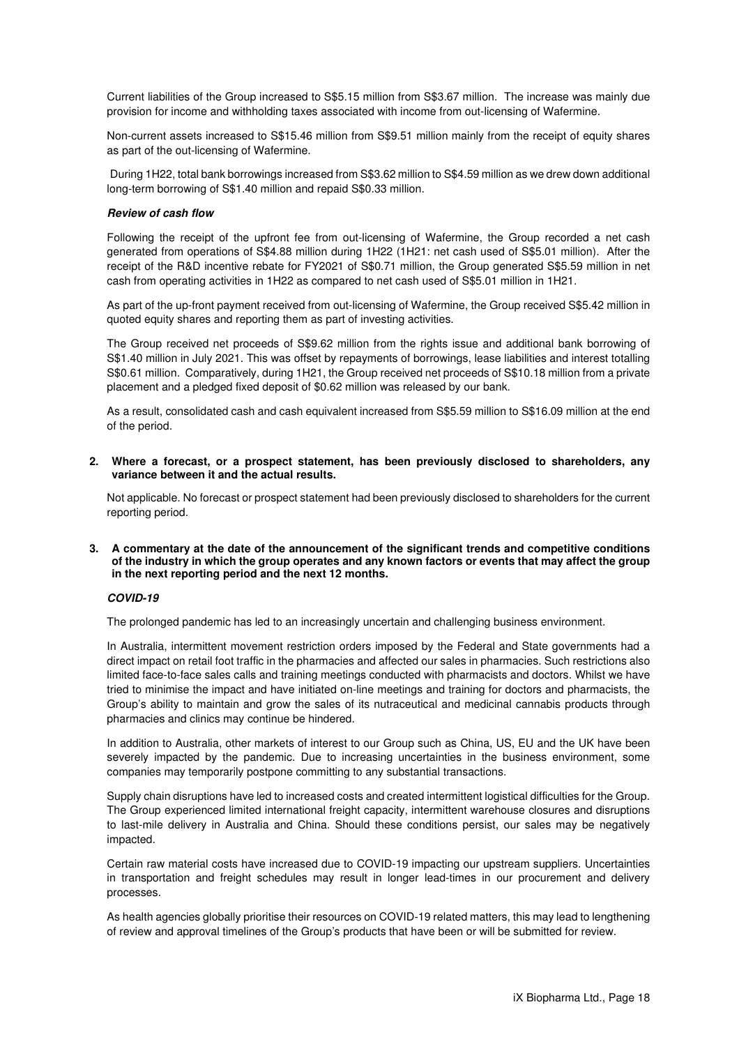Current liabilities of the Group increased to S$5.15 million from S$3.67 million. The increase was mainly due provision for income and withholding taxes associated with income from out-licensing of Wafermine.

Non-current assets increased to S$15.46 million from S$9.51 million mainly from the receipt of equity shares as part of the out-licensing of Wafermine.

During 1H22, total bank borrowings increased from S$3.62 million to S$4.59 million as we drew down additional long-term borrowing of S$1.40 million and repaid S$0.33 million.

***Review of cash flow***

Following the receipt of the upfront fee from out-licensing of Wafermine, the Group recorded a net cash generated from operations of S$4.88 million during 1H22 (1H21: net cash used of S$5.01 million). After the receipt of the R&D incentive rebate for FY2021 of S$0.71 million, the Group generated S$5.59 million in net cash from operating activities in 1H22 as compared to net cash used of S$5.01 million in 1H21.

As part of the up-front payment received from out-licensing of Wafermine, the Group received S$5.42 million in quoted equity shares and reporting them as part of investing activities.

The Group received net proceeds of S$9.62 million from the rights issue and additional bank borrowing of S$1.40 million in July 2021. This was offset by repayments of borrowings, lease liabilities and interest totalling S$0.61 million. Comparatively, during 1H21, the Group received net proceeds of S$10.18 million from a private placement and a pledged fixed deposit of $0.62 million was released by our bank.

As a result, consolidated cash and cash equivalent increased from S$5.59 million to S$16.09 million at the end of the period.

**2. Where a forecast, or a prospect statement, has been previously disclosed to shareholders, any variance between it and the actual results.**

Not applicable. No forecast or prospect statement had been previously disclosed to shareholders for the current reporting period.

**3. A commentary at the date of the announcement of the significant trends and competitive conditions of the industry in which the group operates and any known factors or events that may affect the group in the next reporting period and the next 12 months.**

***COVID-19***

The prolonged pandemic has led to an increasingly uncertain and challenging business environment.

In Australia, intermittent movement restriction orders imposed by the Federal and State governments had a direct impact on retail foot traffic in the pharmacies and affected our sales in pharmacies. Such restrictions also limited face-to-face sales calls and training meetings conducted with pharmacists and doctors. Whilst we have tried to minimise the impact and have initiated on-line meetings and training for doctors and pharmacists, the Group's ability to maintain and grow the sales of its nutraceutical and medicinal cannabis products through pharmacies and clinics may continue be hindered.

In addition to Australia, other markets of interest to our Group such as China, US, EU and the UK have been severely impacted by the pandemic. Due to increasing uncertainties in the business environment, some companies may temporarily postpone committing to any substantial transactions.

Supply chain disruptions have led to increased costs and created intermittent logistical difficulties for the Group. The Group experienced limited international freight capacity, intermittent warehouse closures and disruptions to last-mile delivery in Australia and China. Should these conditions persist, our sales may be negatively impacted.

Certain raw material costs have increased due to COVID-19 impacting our upstream suppliers. Uncertainties in transportation and freight schedules may result in longer lead-times in our procurement and delivery processes.

As health agencies globally prioritise their resources on COVID-19 related matters, this may lead to lengthening of review and approval timelines of the Group's products that have been or will be submitted for review.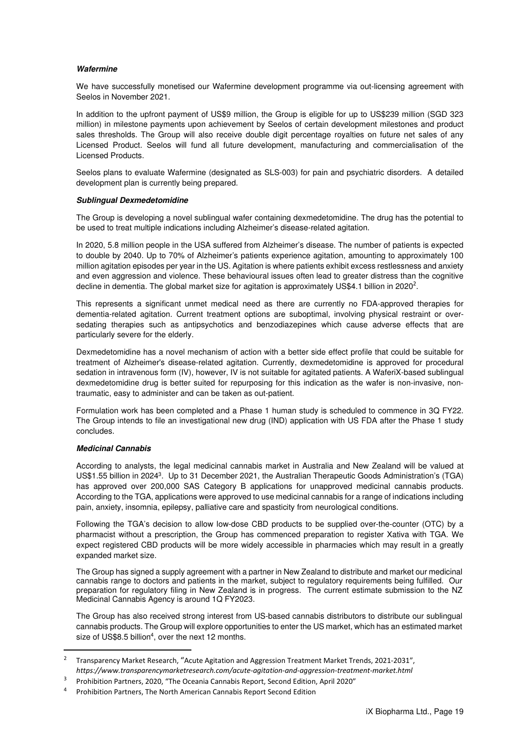***Wafermine***

We have successfully monetised our Wafermine development programme via out-licensing agreement with Seelos in November 2021.

In addition to the upfront payment of US$9 million, the Group is eligible for up to US$239 million (SGD 323 million) in milestone payments upon achievement by Seelos of certain development milestones and product sales thresholds. The Group will also receive double digit percentage royalties on future net sales of any Licensed Product. Seelos will fund all future development, manufacturing and commercialisation of the Licensed Products.

Seelos plans to evaluate Wafermine (designated as SLS-003) for pain and psychiatric disorders. A detailed development plan is currently being prepared.

***Sublingual Dexmedetomidine***

The Group is developing a novel sublingual wafer containing dexmedetomidine. The drug has the potential to be used to treat multiple indications including Alzheimer's disease-related agitation.

In 2020, 5.8 million people in the USA suffered from Alzheimer's disease. The number of patients is expected to double by 2040. Up to 70% of Alzheimer's patients experience agitation, amounting to approximately 100 million agitation episodes per year in the US. Agitation is where patients exhibit excess restlessness and anxiety and even aggression and violence. These behavioural issues often lead to greater distress than the cognitive decline in dementia. The global market size for agitation is approximately US$4.1 billion in 2020[2].

This represents a significant unmet medical need as there are currently no FDA-approved therapies for dementia-related agitation. Current treatment options are suboptimal, involving physical restraint or over-sedating therapies such as antipsychotics and benzodiazepines which cause adverse effects that are particularly severe for the elderly.

Dexmedetomidine has a novel mechanism of action with a better side effect profile that could be suitable for treatment of Alzheimer's disease-related agitation. Currently, dexmedetomidine is approved for procedural sedation in intravenous form (IV), however, IV is not suitable for agitated patients. A WaferiX-based sublingual dexmedetomidine drug is better suited for repurposing for this indication as the wafer is non-invasive, non-traumatic, easy to administer and can be taken as out-patient.

Formulation work has been completed and a Phase 1 human study is scheduled to commence in 3Q FY22. The Group intends to file an investigational new drug (IND) application with US FDA after the Phase 1 study concludes.

***Medicinal Cannabis***

According to analysts, the legal medicinal cannabis market in Australia and New Zealand will be valued at US$1.55 billion in 2024[3]. Up to 31 December 2021, the Australian Therapeutic Goods Administration's (TGA) has approved over 200,000 SAS Category B applications for unapproved medicinal cannabis products. According to the TGA, applications were approved to use medicinal cannabis for a range of indications including pain, anxiety, insomnia, epilepsy, palliative care and spasticity from neurological conditions.

Following the TGA's decision to allow low-dose CBD products to be supplied over-the-counter (OTC) by a pharmacist without a prescription, the Group has commenced preparation to register Xativa with TGA. We expect registered CBD products will be more widely accessible in pharmacies which may result in a greatly expanded market size.

The Group has signed a supply agreement with a partner in New Zealand to distribute and market our medicinal cannabis range to doctors and patients in the market, subject to regulatory requirements being fulfilled. Our preparation for regulatory filing in New Zealand is in progress. The current estimate submission to the NZ Medicinal Cannabis Agency is around 1Q FY2023.

The Group has also received strong interest from US-based cannabis distributors to distribute our sublingual cannabis products. The Group will explore opportunities to enter the US market, which has an estimated market size of US$8.5 billion[4], over the next 12 months.

---

[2] Transparency Market Research, "Acute Agitation and Aggression Treatment Market Trends, 2021-2031", *https://www.transparencymarketresearch.com/acute-agitation-and-aggression-treatment-market.html*

[3] Prohibition Partners, 2020, "The Oceania Cannabis Report, Second Edition, April 2020"

[4] Prohibition Partners, The North American Cannabis Report Second Edition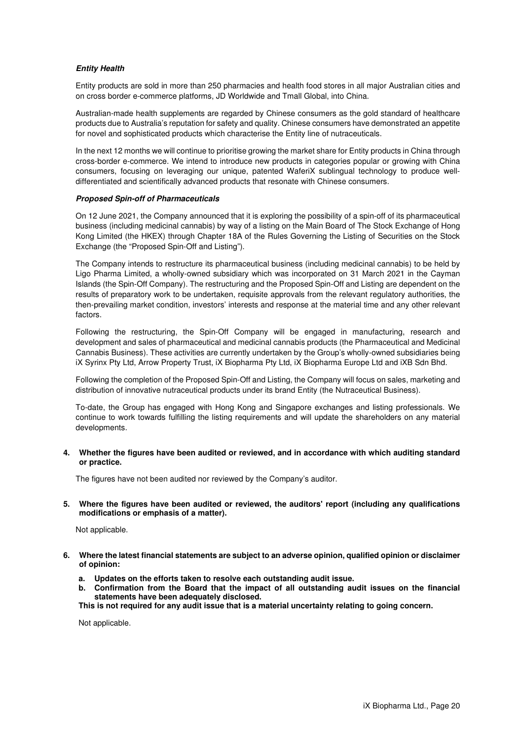***Entity Health***

Entity products are sold in more than 250 pharmacies and health food stores in all major Australian cities and on cross border e-commerce platforms, JD Worldwide and Tmall Global, into China.

Australian-made health supplements are regarded by Chinese consumers as the gold standard of healthcare products due to Australia's reputation for safety and quality. Chinese consumers have demonstrated an appetite for novel and sophisticated products which characterise the Entity line of nutraceuticals.

In the next 12 months we will continue to prioritise growing the market share for Entity products in China through cross-border e-commerce. We intend to introduce new products in categories popular or growing with China consumers, focusing on leveraging our unique, patented WaferiX sublingual technology to produce well-differentiated and scientifically advanced products that resonate with Chinese consumers.

***Proposed Spin-off of Pharmaceuticals***

On 12 June 2021, the Company announced that it is exploring the possibility of a spin-off of its pharmaceutical business (including medicinal cannabis) by way of a listing on the Main Board of The Stock Exchange of Hong Kong Limited (the HKEX) through Chapter 18A of the Rules Governing the Listing of Securities on the Stock Exchange (the "Proposed Spin-Off and Listing").

The Company intends to restructure its pharmaceutical business (including medicinal cannabis) to be held by Ligo Pharma Limited, a wholly-owned subsidiary which was incorporated on 31 March 2021 in the Cayman Islands (the Spin-Off Company). The restructuring and the Proposed Spin-Off and Listing are dependent on the results of preparatory work to be undertaken, requisite approvals from the relevant regulatory authorities, the then-prevailing market condition, investors' interests and response at the material time and any other relevant factors.

Following the restructuring, the Spin-Off Company will be engaged in manufacturing, research and development and sales of pharmaceutical and medicinal cannabis products (the Pharmaceutical and Medicinal Cannabis Business). These activities are currently undertaken by the Group's wholly-owned subsidiaries being iX Syrinx Pty Ltd, Arrow Property Trust, iX Biopharma Pty Ltd, iX Biopharma Europe Ltd and iXB Sdn Bhd.

Following the completion of the Proposed Spin-Off and Listing, the Company will focus on sales, marketing and distribution of innovative nutraceutical products under its brand Entity (the Nutraceutical Business).

To-date, the Group has engaged with Hong Kong and Singapore exchanges and listing professionals. We continue to work towards fulfilling the listing requirements and will update the shareholders on any material developments.

**4. Whether the figures have been audited or reviewed, and in accordance with which auditing standard or practice.**

The figures have not been audited nor reviewed by the Company's auditor.

**5. Where the figures have been audited or reviewed, the auditors' report (including any qualifications modifications or emphasis of a matter).**

Not applicable.

**6. Where the latest financial statements are subject to an adverse opinion, qualified opinion or disclaimer of opinion:**

**a. Updates on the efforts taken to resolve each outstanding audit issue.**

**b. Confirmation from the Board that the impact of all outstanding audit issues on the financial statements have been adequately disclosed.**

**This is not required for any audit issue that is a material uncertainty relating to going concern.**

Not applicable.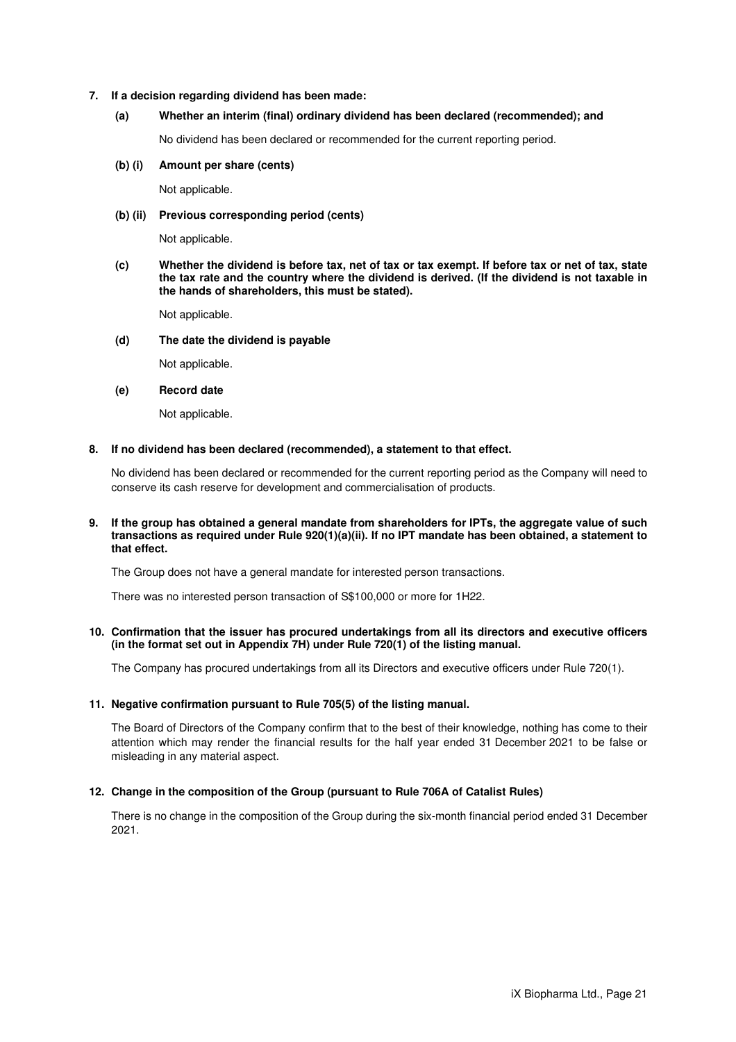**7. If a decision regarding dividend has been made:**

**(a) Whether an interim (final) ordinary dividend has been declared (recommended); and**

No dividend has been declared or recommended for the current reporting period.

**(b) (i) Amount per share (cents)**

Not applicable.

**(b) (ii) Previous corresponding period (cents)**

Not applicable.

**(c) Whether the dividend is before tax, net of tax or tax exempt. If before tax or net of tax, state the tax rate and the country where the dividend is derived. (If the dividend is not taxable in the hands of shareholders, this must be stated).**

Not applicable.

**(d) The date the dividend is payable**

Not applicable.

**(e) Record date**

Not applicable.

**8. If no dividend has been declared (recommended), a statement to that effect.**

No dividend has been declared or recommended for the current reporting period as the Company will need to conserve its cash reserve for development and commercialisation of products.

**9. If the group has obtained a general mandate from shareholders for IPTs, the aggregate value of such transactions as required under Rule 920(1)(a)(ii). If no IPT mandate has been obtained, a statement to that effect.**

The Group does not have a general mandate for interested person transactions.

There was no interested person transaction of S$100,000 or more for 1H22.

**10. Confirmation that the issuer has procured undertakings from all its directors and executive officers (in the format set out in Appendix 7H) under Rule 720(1) of the listing manual.**

The Company has procured undertakings from all its Directors and executive officers under Rule 720(1).

**11. Negative confirmation pursuant to Rule 705(5) of the listing manual.**

The Board of Directors of the Company confirm that to the best of their knowledge, nothing has come to their attention which may render the financial results for the half year ended 31 December 2021 to be false or misleading in any material aspect.

**12. Change in the composition of the Group (pursuant to Rule 706A of Catalist Rules)**

There is no change in the composition of the Group during the six-month financial period ended 31 December 2021.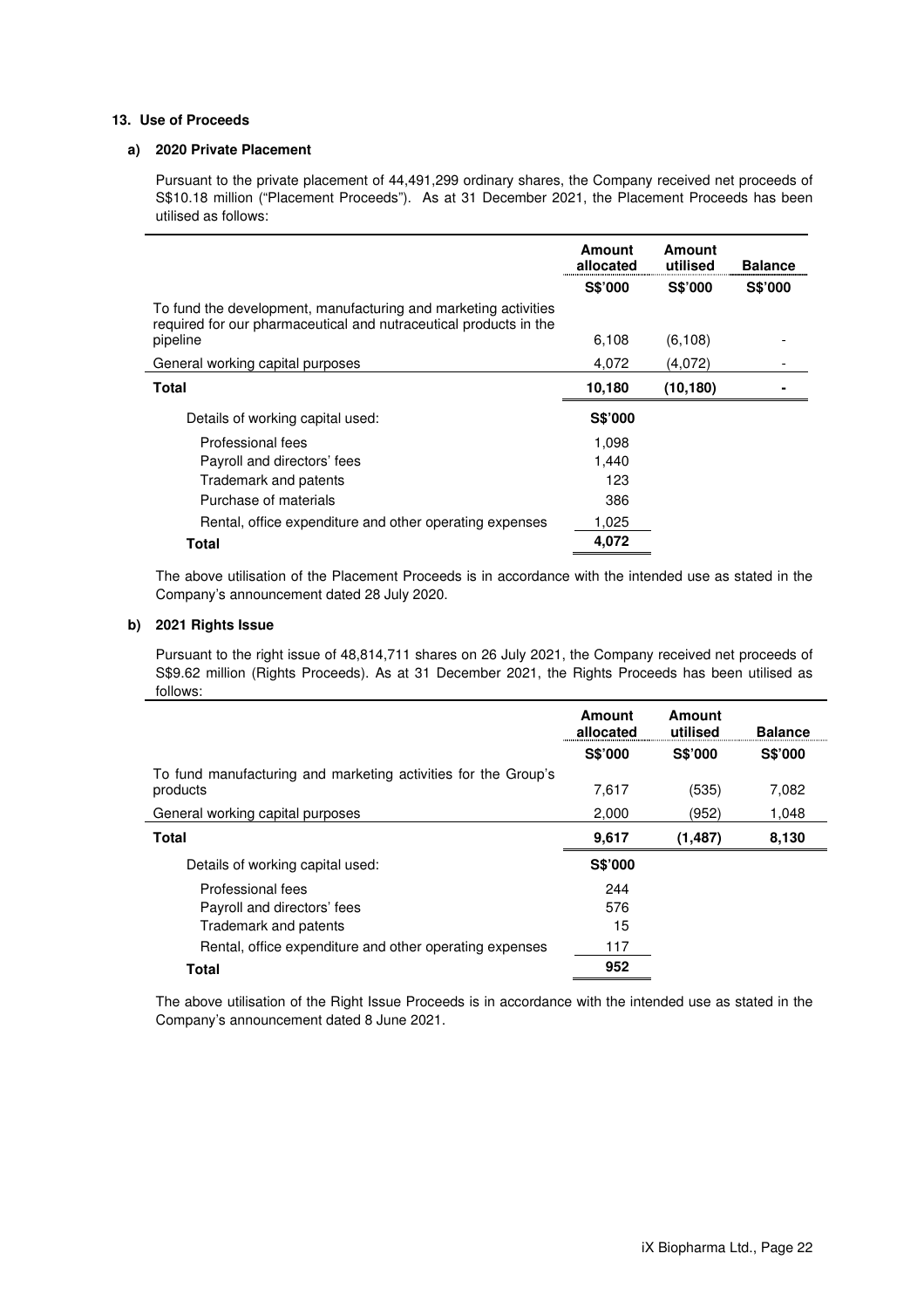## 13. Use of Proceeds

### a) 2020 Private Placement

Pursuant to the private placement of 44,491,299 ordinary shares, the Company received net proceeds of S$10.18 million ("Placement Proceeds"). As at 31 December 2021, the Placement Proceeds has been utilised as follows:

| | Amount allocated | Amount utilised | Balance |
|---|---|---|---|
| | S$'000 | S$'000 | S$'000 |
| To fund the development, manufacturing and marketing activities required for our pharmaceutical and nutraceutical products in the pipeline | 6,108 | (6,108) | - |
| General working capital purposes | 4,072 | (4,072) | - |
| **Total** | **10,180** | **(10,180)** | **-** |

| Details of working capital used: | S$'000 |
|---|---|
| Professional fees | 1,098 |
| Payroll and directors' fees | 1,440 |
| Trademark and patents | 123 |
| Purchase of materials | 386 |
| Rental, office expenditure and other operating expenses | 1,025 |
| **Total** | **4,072** |

The above utilisation of the Placement Proceeds is in accordance with the intended use as stated in the Company's announcement dated 28 July 2020.

### b) 2021 Rights Issue

Pursuant to the right issue of 48,814,711 shares on 26 July 2021, the Company received net proceeds of S$9.62 million (Rights Proceeds). As at 31 December 2021, the Rights Proceeds has been utilised as follows:

| | Amount allocated | Amount utilised | Balance |
|---|---|---|---|
| | S$'000 | S$'000 | S$'000 |
| To fund manufacturing and marketing activities for the Group's products | 7,617 | (535) | 7,082 |
| General working capital purposes | 2,000 | (952) | 1,048 |
| **Total** | **9,617** | **(1,487)** | **8,130** |

| Details of working capital used: | S$'000 |
|---|---|
| Professional fees | 244 |
| Payroll and directors' fees | 576 |
| Trademark and patents | 15 |
| Rental, office expenditure and other operating expenses | 117 |
| **Total** | **952** |

The above utilisation of the Right Issue Proceeds is in accordance with the intended use as stated in the Company's announcement dated 8 June 2021.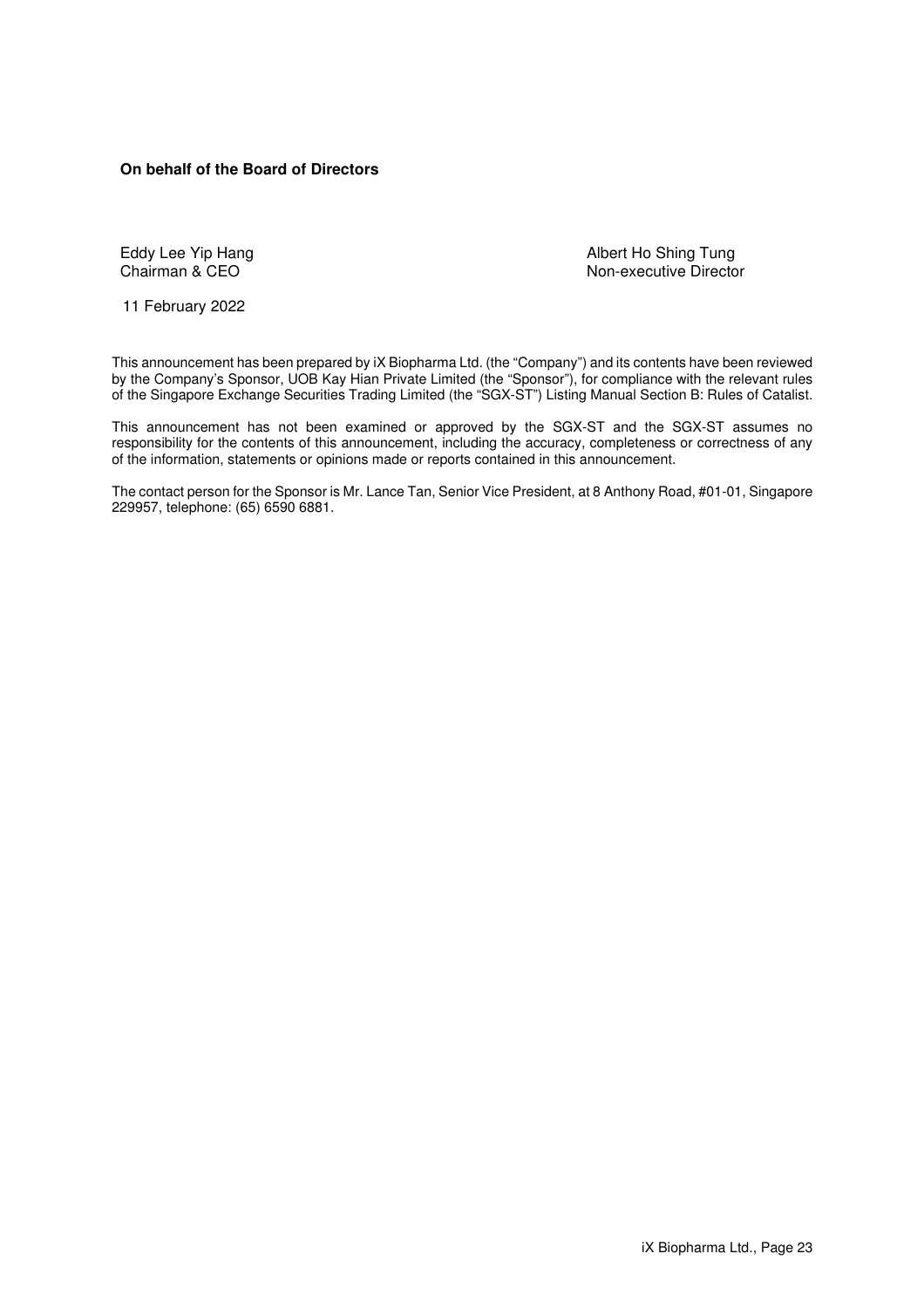**On behalf of the Board of Directors**

Eddy Lee Yip Hang
Chairman & CEO

Albert Ho Shing Tung
Non-executive Director

11 February 2022

This announcement has been prepared by iX Biopharma Ltd. (the "Company") and its contents have been reviewed by the Company's Sponsor, UOB Kay Hian Private Limited (the "Sponsor"), for compliance with the relevant rules of the Singapore Exchange Securities Trading Limited (the "SGX-ST") Listing Manual Section B: Rules of Catalist.

This announcement has not been examined or approved by the SGX-ST and the SGX-ST assumes no responsibility for the contents of this announcement, including the accuracy, completeness or correctness of any of the information, statements or opinions made or reports contained in this announcement.

The contact person for the Sponsor is Mr. Lance Tan, Senior Vice President, at 8 Anthony Road, #01-01, Singapore 229957, telephone: (65) 6590 6881.